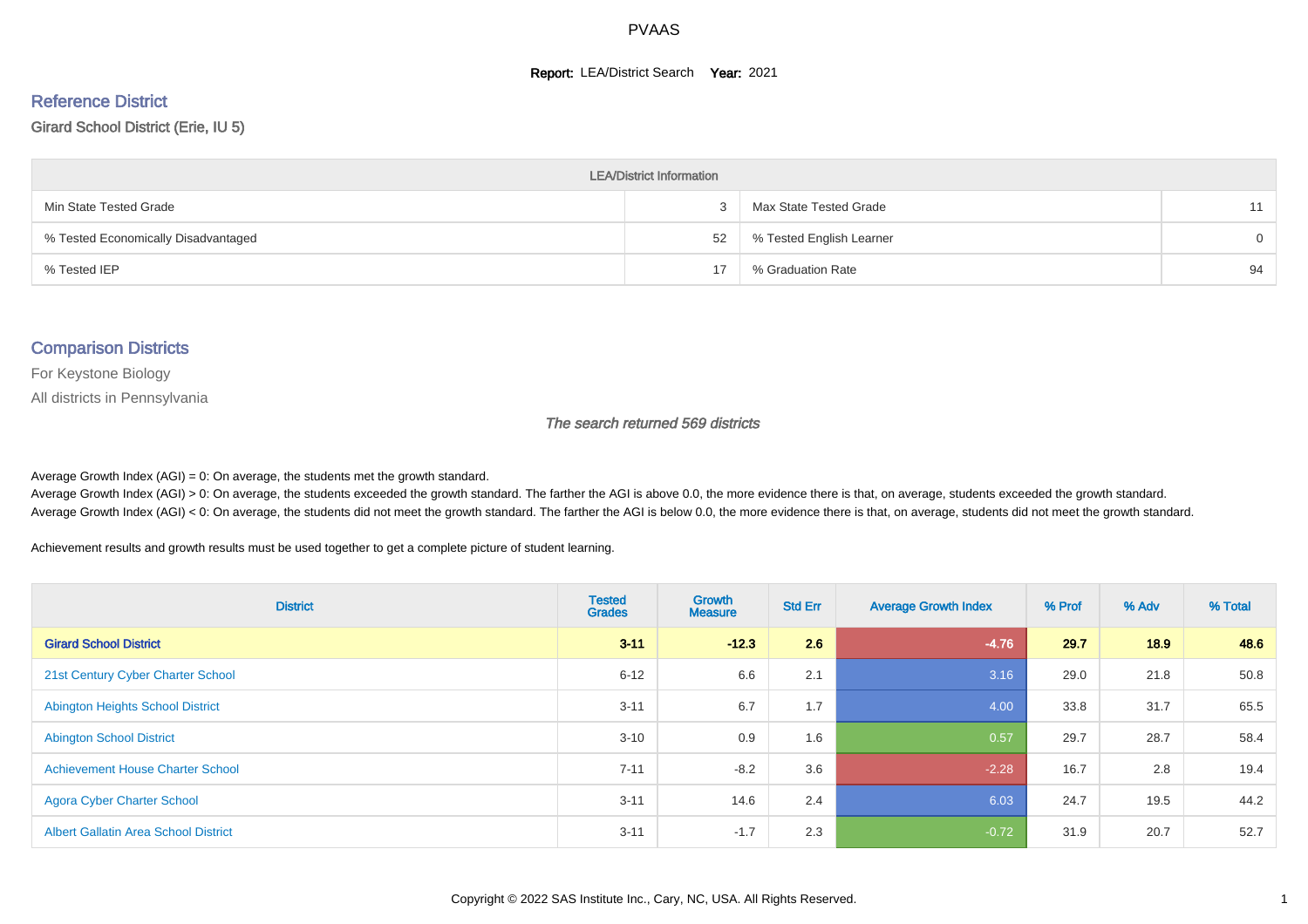# PVAAS

**Report:** LEA/District Search **Year:** 2021

## Reference District

Girard School District (Erie, IU 5)

| LEA/District Information | | | |
|---|---|---|---|
| Min State Tested Grade | 3 | Max State Tested Grade | 11 |
| % Tested Economically Disadvantaged | 52 | % Tested English Learner | 0 |
| % Tested IEP | 17 | % Graduation Rate | 94 |

## Comparison Districts

For Keystone Biology

All districts in Pennsylvania

*The search returned 569 districts*

Average Growth Index (AGI) = 0: On average, the students met the growth standard.
Average Growth Index (AGI) > 0: On average, the students exceeded the growth standard. The farther the AGI is above 0.0, the more evidence there is that, on average, students exceeded the growth standard.
Average Growth Index (AGI) < 0: On average, the students did not meet the growth standard. The farther the AGI is below 0.0, the more evidence there is that, on average, students did not meet the growth standard.

Achievement results and growth results must be used together to get a complete picture of student learning.

| District | Tested Grades | Growth Measure | Std Err | Average Growth Index | % Prof | % Adv | % Total |
|---|---|---|---|---|---|---|---|
| **Girard School District** | **3-11** | **-12.3** | **2.6** | **-4.76** | **29.7** | **18.9** | **48.6** |
| 21st Century Cyber Charter School | 6-12 | 6.6 | 2.1 | 3.16 | 29.0 | 21.8 | 50.8 |
| Abington Heights School District | 3-11 | 6.7 | 1.7 | 4.00 | 33.8 | 31.7 | 65.5 |
| Abington School District | 3-10 | 0.9 | 1.6 | 0.57 | 29.7 | 28.7 | 58.4 |
| Achievement House Charter School | 7-11 | -8.2 | 3.6 | -2.28 | 16.7 | 2.8 | 19.4 |
| Agora Cyber Charter School | 3-11 | 14.6 | 2.4 | 6.03 | 24.7 | 19.5 | 44.2 |
| Albert Gallatin Area School District | 3-11 | -1.7 | 2.3 | -0.72 | 31.9 | 20.7 | 52.7 |

Copyright © 2022 SAS Institute Inc., Cary, NC, USA. All Rights Reserved.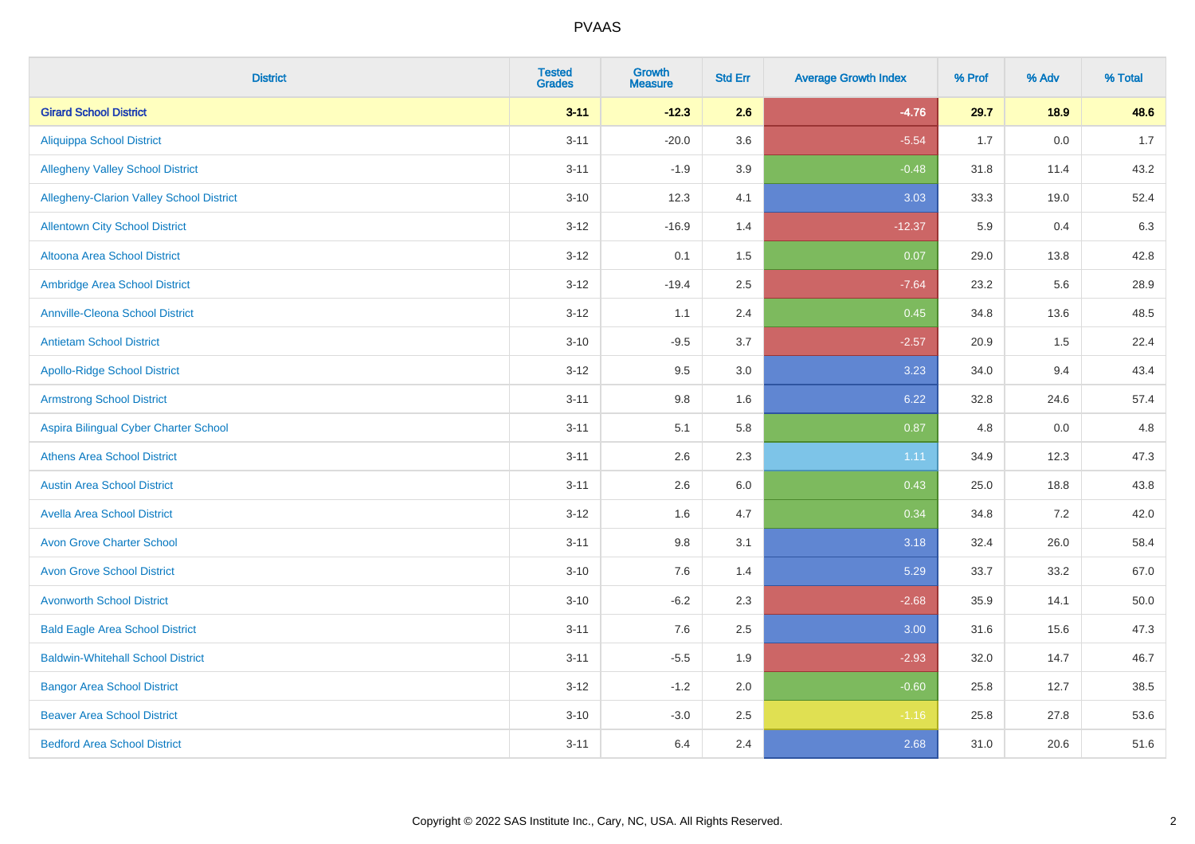# PVAAS

| District | Tested Grades | Growth Measure | Std Err | Average Growth Index | % Prof | % Adv | % Total |
|---|---|---|---|---|---|---|---|
| **Girard School District** | **3-11** | **-12.3** | **2.6** | **-4.76** | **29.7** | **18.9** | **48.6** |
| Aliquippa School District | 3-11 | -20.0 | 3.6 | -5.54 | 1.7 | 0.0 | 1.7 |
| Allegheny Valley School District | 3-11 | -1.9 | 3.9 | -0.48 | 31.8 | 11.4 | 43.2 |
| Allegheny-Clarion Valley School District | 3-10 | 12.3 | 4.1 | 3.03 | 33.3 | 19.0 | 52.4 |
| Allentown City School District | 3-12 | -16.9 | 1.4 | -12.37 | 5.9 | 0.4 | 6.3 |
| Altoona Area School District | 3-12 | 0.1 | 1.5 | 0.07 | 29.0 | 13.8 | 42.8 |
| Ambridge Area School District | 3-12 | -19.4 | 2.5 | -7.64 | 23.2 | 5.6 | 28.9 |
| Annville-Cleona School District | 3-12 | 1.1 | 2.4 | 0.45 | 34.8 | 13.6 | 48.5 |
| Antietam School District | 3-10 | -9.5 | 3.7 | -2.57 | 20.9 | 1.5 | 22.4 |
| Apollo-Ridge School District | 3-12 | 9.5 | 3.0 | 3.23 | 34.0 | 9.4 | 43.4 |
| Armstrong School District | 3-11 | 9.8 | 1.6 | 6.22 | 32.8 | 24.6 | 57.4 |
| Aspira Bilingual Cyber Charter School | 3-11 | 5.1 | 5.8 | 0.87 | 4.8 | 0.0 | 4.8 |
| Athens Area School District | 3-11 | 2.6 | 2.3 | 1.11 | 34.9 | 12.3 | 47.3 |
| Austin Area School District | 3-11 | 2.6 | 6.0 | 0.43 | 25.0 | 18.8 | 43.8 |
| Avella Area School District | 3-12 | 1.6 | 4.7 | 0.34 | 34.8 | 7.2 | 42.0 |
| Avon Grove Charter School | 3-11 | 9.8 | 3.1 | 3.18 | 32.4 | 26.0 | 58.4 |
| Avon Grove School District | 3-10 | 7.6 | 1.4 | 5.29 | 33.7 | 33.2 | 67.0 |
| Avonworth School District | 3-10 | -6.2 | 2.3 | -2.68 | 35.9 | 14.1 | 50.0 |
| Bald Eagle Area School District | 3-11 | 7.6 | 2.5 | 3.00 | 31.6 | 15.6 | 47.3 |
| Baldwin-Whitehall School District | 3-11 | -5.5 | 1.9 | -2.93 | 32.0 | 14.7 | 46.7 |
| Bangor Area School District | 3-12 | -1.2 | 2.0 | -0.60 | 25.8 | 12.7 | 38.5 |
| Beaver Area School District | 3-10 | -3.0 | 2.5 | -1.16 | 25.8 | 27.8 | 53.6 |
| Bedford Area School District | 3-11 | 6.4 | 2.4 | 2.68 | 31.0 | 20.6 | 51.6 |

Copyright © 2022 SAS Institute Inc., Cary, NC, USA. All Rights Reserved.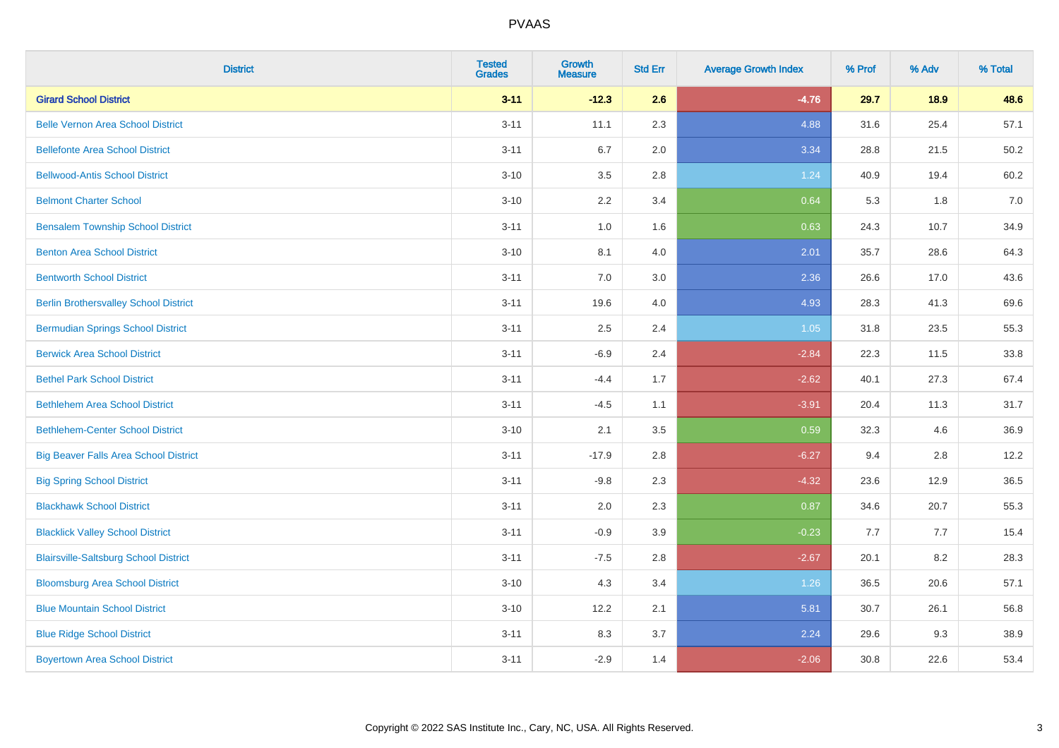| District | Tested Grades | Growth Measure | Std Err | Average Growth Index | % Prof | % Adv | % Total |
|---|---|---|---|---|---|---|---|
| **Girard School District** | **3-11** | **-12.3** | **2.6** | **-4.76** | **29.7** | **18.9** | **48.6** |
| Belle Vernon Area School District | 3-11 | 11.1 | 2.3 | 4.88 | 31.6 | 25.4 | 57.1 |
| Bellefonte Area School District | 3-11 | 6.7 | 2.0 | 3.34 | 28.8 | 21.5 | 50.2 |
| Bellwood-Antis School District | 3-10 | 3.5 | 2.8 | 1.24 | 40.9 | 19.4 | 60.2 |
| Belmont Charter School | 3-10 | 2.2 | 3.4 | 0.64 | 5.3 | 1.8 | 7.0 |
| Bensalem Township School District | 3-11 | 1.0 | 1.6 | 0.63 | 24.3 | 10.7 | 34.9 |
| Benton Area School District | 3-10 | 8.1 | 4.0 | 2.01 | 35.7 | 28.6 | 64.3 |
| Bentworth School District | 3-11 | 7.0 | 3.0 | 2.36 | 26.6 | 17.0 | 43.6 |
| Berlin Brothersvalley School District | 3-11 | 19.6 | 4.0 | 4.93 | 28.3 | 41.3 | 69.6 |
| Bermudian Springs School District | 3-11 | 2.5 | 2.4 | 1.05 | 31.8 | 23.5 | 55.3 |
| Berwick Area School District | 3-11 | -6.9 | 2.4 | -2.84 | 22.3 | 11.5 | 33.8 |
| Bethel Park School District | 3-11 | -4.4 | 1.7 | -2.62 | 40.1 | 27.3 | 67.4 |
| Bethlehem Area School District | 3-11 | -4.5 | 1.1 | -3.91 | 20.4 | 11.3 | 31.7 |
| Bethlehem-Center School District | 3-10 | 2.1 | 3.5 | 0.59 | 32.3 | 4.6 | 36.9 |
| Big Beaver Falls Area School District | 3-11 | -17.9 | 2.8 | -6.27 | 9.4 | 2.8 | 12.2 |
| Big Spring School District | 3-11 | -9.8 | 2.3 | -4.32 | 23.6 | 12.9 | 36.5 |
| Blackhawk School District | 3-11 | 2.0 | 2.3 | 0.87 | 34.6 | 20.7 | 55.3 |
| Blacklick Valley School District | 3-11 | -0.9 | 3.9 | -0.23 | 7.7 | 7.7 | 15.4 |
| Blairsville-Saltsburg School District | 3-11 | -7.5 | 2.8 | -2.67 | 20.1 | 8.2 | 28.3 |
| Bloomsburg Area School District | 3-10 | 4.3 | 3.4 | 1.26 | 36.5 | 20.6 | 57.1 |
| Blue Mountain School District | 3-10 | 12.2 | 2.1 | 5.81 | 30.7 | 26.1 | 56.8 |
| Blue Ridge School District | 3-11 | 8.3 | 3.7 | 2.24 | 29.6 | 9.3 | 38.9 |
| Boyertown Area School District | 3-11 | -2.9 | 1.4 | -2.06 | 30.8 | 22.6 | 53.4 |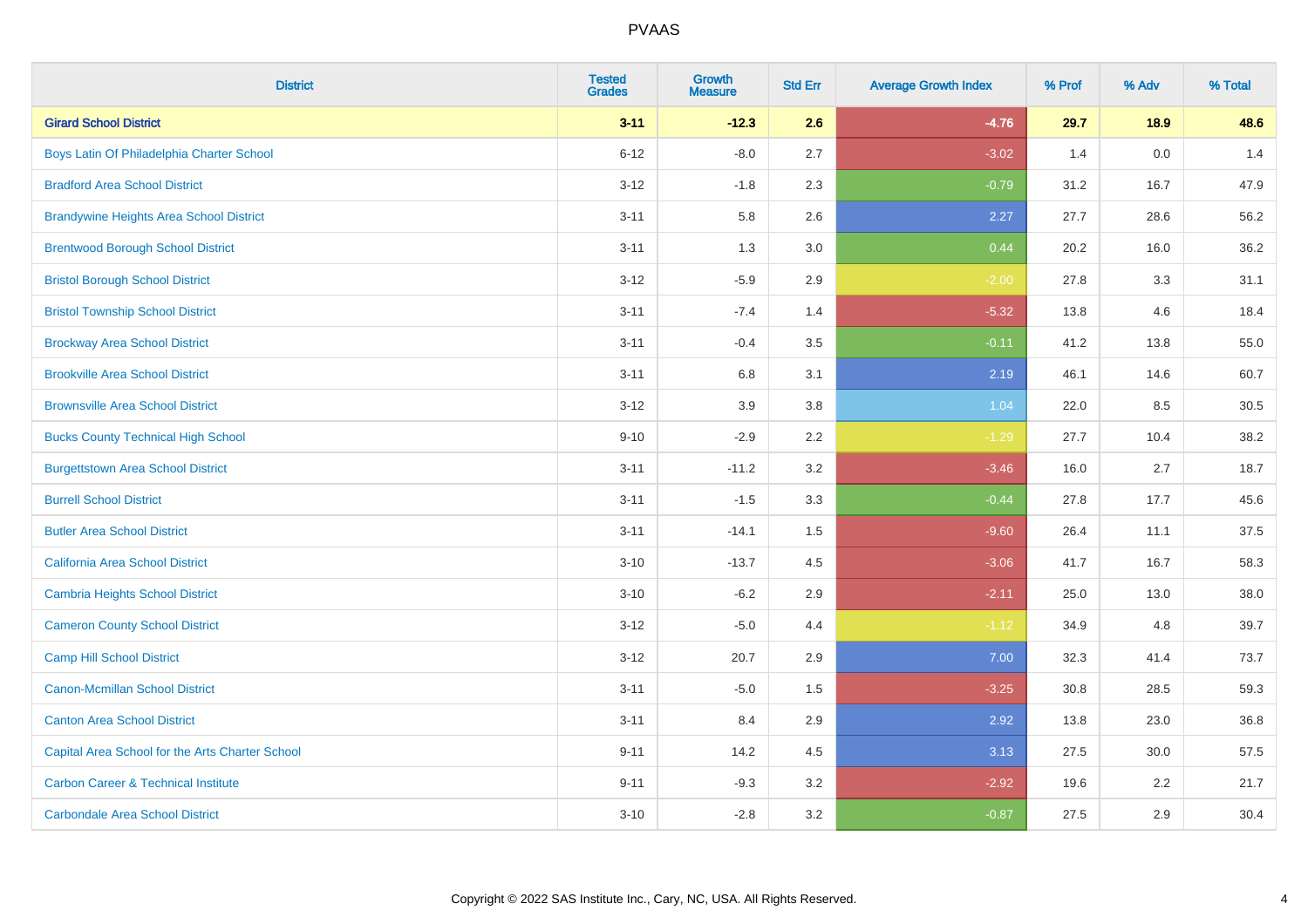| District | Tested Grades | Growth Measure | Std Err | Average Growth Index | % Prof | % Adv | % Total |
|---|---|---|---|---|---|---|---|
| **Girard School District** | **3-11** | **-12.3** | **2.6** | **-4.76** | **29.7** | **18.9** | **48.6** |
| Boys Latin Of Philadelphia Charter School | 6-12 | -8.0 | 2.7 | -3.02 | 1.4 | 0.0 | 1.4 |
| Bradford Area School District | 3-12 | -1.8 | 2.3 | -0.79 | 31.2 | 16.7 | 47.9 |
| Brandywine Heights Area School District | 3-11 | 5.8 | 2.6 | 2.27 | 27.7 | 28.6 | 56.2 |
| Brentwood Borough School District | 3-11 | 1.3 | 3.0 | 0.44 | 20.2 | 16.0 | 36.2 |
| Bristol Borough School District | 3-12 | -5.9 | 2.9 | -2.00 | 27.8 | 3.3 | 31.1 |
| Bristol Township School District | 3-11 | -7.4 | 1.4 | -5.32 | 13.8 | 4.6 | 18.4 |
| Brockway Area School District | 3-11 | -0.4 | 3.5 | -0.11 | 41.2 | 13.8 | 55.0 |
| Brookville Area School District | 3-11 | 6.8 | 3.1 | 2.19 | 46.1 | 14.6 | 60.7 |
| Brownsville Area School District | 3-12 | 3.9 | 3.8 | 1.04 | 22.0 | 8.5 | 30.5 |
| Bucks County Technical High School | 9-10 | -2.9 | 2.2 | -1.29 | 27.7 | 10.4 | 38.2 |
| Burgettstown Area School District | 3-11 | -11.2 | 3.2 | -3.46 | 16.0 | 2.7 | 18.7 |
| Burrell School District | 3-11 | -1.5 | 3.3 | -0.44 | 27.8 | 17.7 | 45.6 |
| Butler Area School District | 3-11 | -14.1 | 1.5 | -9.60 | 26.4 | 11.1 | 37.5 |
| California Area School District | 3-10 | -13.7 | 4.5 | -3.06 | 41.7 | 16.7 | 58.3 |
| Cambria Heights School District | 3-10 | -6.2 | 2.9 | -2.11 | 25.0 | 13.0 | 38.0 |
| Cameron County School District | 3-12 | -5.0 | 4.4 | -1.12 | 34.9 | 4.8 | 39.7 |
| Camp Hill School District | 3-12 | 20.7 | 2.9 | 7.00 | 32.3 | 41.4 | 73.7 |
| Canon-Mcmillan School District | 3-11 | -5.0 | 1.5 | -3.25 | 30.8 | 28.5 | 59.3 |
| Canton Area School District | 3-11 | 8.4 | 2.9 | 2.92 | 13.8 | 23.0 | 36.8 |
| Capital Area School for the Arts Charter School | 9-11 | 14.2 | 4.5 | 3.13 | 27.5 | 30.0 | 57.5 |
| Carbon Career & Technical Institute | 9-11 | -9.3 | 3.2 | -2.92 | 19.6 | 2.2 | 21.7 |
| Carbondale Area School District | 3-10 | -2.8 | 3.2 | -0.87 | 27.5 | 2.9 | 30.4 |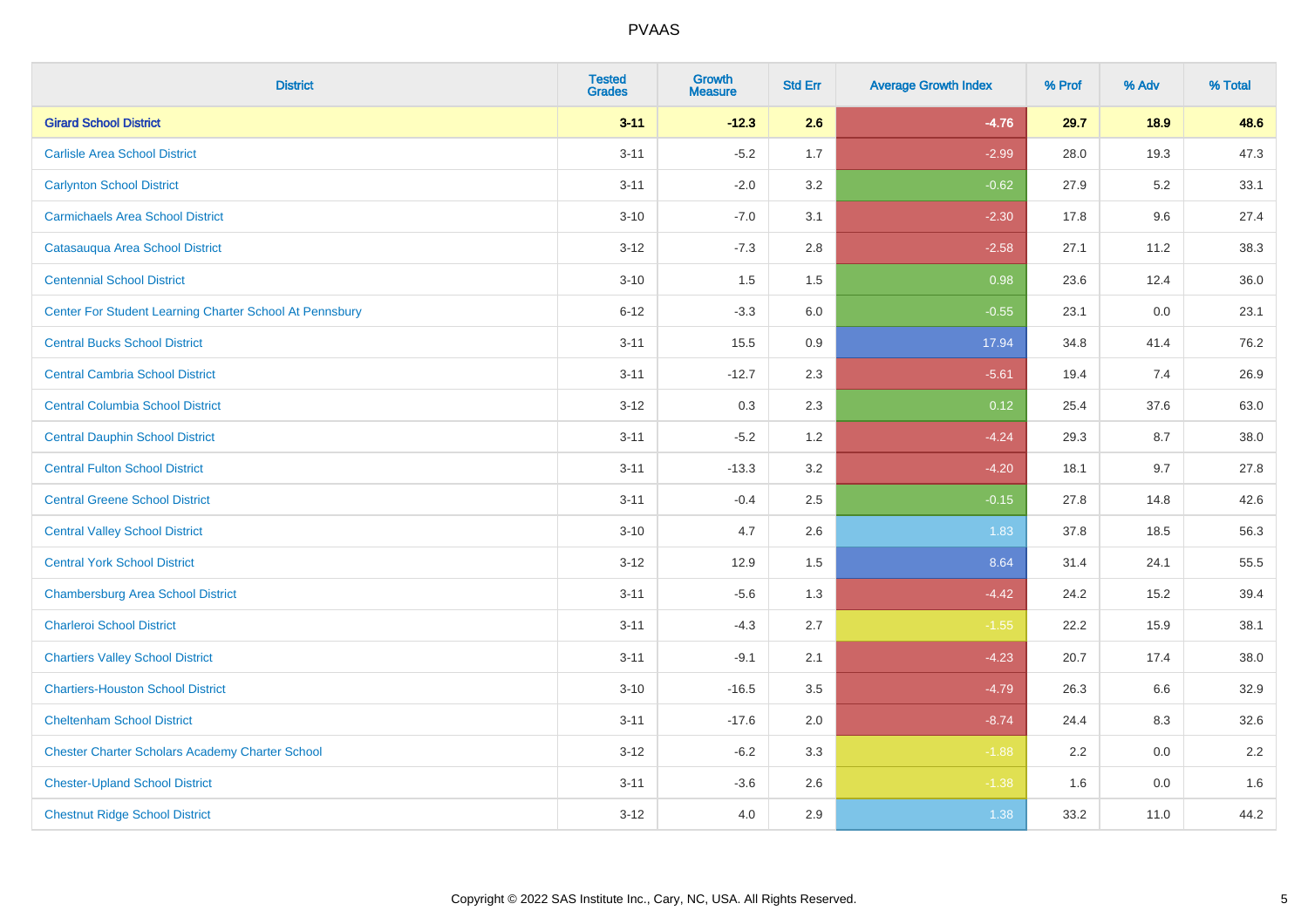PVAAS

| District | Tested Grades | Growth Measure | Std Err | Average Growth Index | % Prof | % Adv | % Total |
|---|---|---|---|---|---|---|---|
| **Girard School District** | **3-11** | **-12.3** | **2.6** | **-4.76** | **29.7** | **18.9** | **48.6** |
| Carlisle Area School District | 3-11 | -5.2 | 1.7 | -2.99 | 28.0 | 19.3 | 47.3 |
| Carlynton School District | 3-11 | -2.0 | 3.2 | -0.62 | 27.9 | 5.2 | 33.1 |
| Carmichaels Area School District | 3-10 | -7.0 | 3.1 | -2.30 | 17.8 | 9.6 | 27.4 |
| Catasauqua Area School District | 3-12 | -7.3 | 2.8 | -2.58 | 27.1 | 11.2 | 38.3 |
| Centennial School District | 3-10 | 1.5 | 1.5 | 0.98 | 23.6 | 12.4 | 36.0 |
| Center For Student Learning Charter School At Pennsbury | 6-12 | -3.3 | 6.0 | -0.55 | 23.1 | 0.0 | 23.1 |
| Central Bucks School District | 3-11 | 15.5 | 0.9 | 17.94 | 34.8 | 41.4 | 76.2 |
| Central Cambria School District | 3-11 | -12.7 | 2.3 | -5.61 | 19.4 | 7.4 | 26.9 |
| Central Columbia School District | 3-12 | 0.3 | 2.3 | 0.12 | 25.4 | 37.6 | 63.0 |
| Central Dauphin School District | 3-11 | -5.2 | 1.2 | -4.24 | 29.3 | 8.7 | 38.0 |
| Central Fulton School District | 3-11 | -13.3 | 3.2 | -4.20 | 18.1 | 9.7 | 27.8 |
| Central Greene School District | 3-11 | -0.4 | 2.5 | -0.15 | 27.8 | 14.8 | 42.6 |
| Central Valley School District | 3-10 | 4.7 | 2.6 | 1.83 | 37.8 | 18.5 | 56.3 |
| Central York School District | 3-12 | 12.9 | 1.5 | 8.64 | 31.4 | 24.1 | 55.5 |
| Chambersburg Area School District | 3-11 | -5.6 | 1.3 | -4.42 | 24.2 | 15.2 | 39.4 |
| Charleroi School District | 3-11 | -4.3 | 2.7 | -1.55 | 22.2 | 15.9 | 38.1 |
| Chartiers Valley School District | 3-11 | -9.1 | 2.1 | -4.23 | 20.7 | 17.4 | 38.0 |
| Chartiers-Houston School District | 3-10 | -16.5 | 3.5 | -4.79 | 26.3 | 6.6 | 32.9 |
| Cheltenham School District | 3-11 | -17.6 | 2.0 | -8.74 | 24.4 | 8.3 | 32.6 |
| Chester Charter Scholars Academy Charter School | 3-12 | -6.2 | 3.3 | -1.88 | 2.2 | 0.0 | 2.2 |
| Chester-Upland School District | 3-11 | -3.6 | 2.6 | -1.38 | 1.6 | 0.0 | 1.6 |
| Chestnut Ridge School District | 3-12 | 4.0 | 2.9 | 1.38 | 33.2 | 11.0 | 44.2 |

Copyright © 2022 SAS Institute Inc., Cary, NC, USA. All Rights Reserved.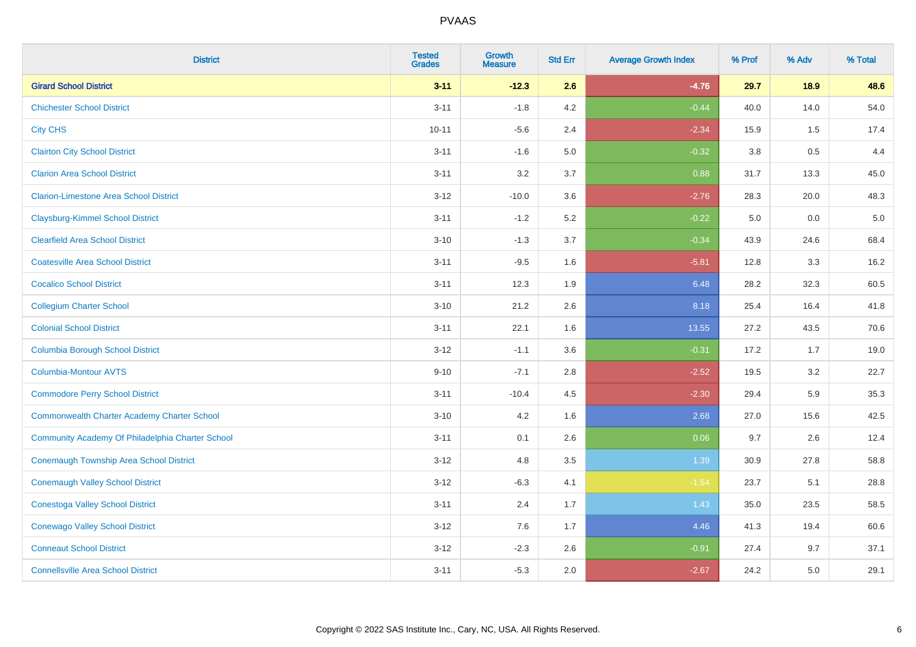# PVAAS

| District | Tested Grades | Growth Measure | Std Err | Average Growth Index | % Prof | % Adv | % Total |
|---|---|---|---|---|---|---|---|
| **Girard School District** | **3-11** | **-12.3** | **2.6** | **-4.76** | **29.7** | **18.9** | **48.6** |
| Chichester School District | 3-11 | -1.8 | 4.2 | -0.44 | 40.0 | 14.0 | 54.0 |
| City CHS | 10-11 | -5.6 | 2.4 | -2.34 | 15.9 | 1.5 | 17.4 |
| Clairton City School District | 3-11 | -1.6 | 5.0 | -0.32 | 3.8 | 0.5 | 4.4 |
| Clarion Area School District | 3-11 | 3.2 | 3.7 | 0.88 | 31.7 | 13.3 | 45.0 |
| Clarion-Limestone Area School District | 3-12 | -10.0 | 3.6 | -2.76 | 28.3 | 20.0 | 48.3 |
| Claysburg-Kimmel School District | 3-11 | -1.2 | 5.2 | -0.22 | 5.0 | 0.0 | 5.0 |
| Clearfield Area School District | 3-10 | -1.3 | 3.7 | -0.34 | 43.9 | 24.6 | 68.4 |
| Coatesville Area School District | 3-11 | -9.5 | 1.6 | -5.81 | 12.8 | 3.3 | 16.2 |
| Cocalico School District | 3-11 | 12.3 | 1.9 | 6.48 | 28.2 | 32.3 | 60.5 |
| Collegium Charter School | 3-10 | 21.2 | 2.6 | 8.18 | 25.4 | 16.4 | 41.8 |
| Colonial School District | 3-11 | 22.1 | 1.6 | 13.55 | 27.2 | 43.5 | 70.6 |
| Columbia Borough School District | 3-12 | -1.1 | 3.6 | -0.31 | 17.2 | 1.7 | 19.0 |
| Columbia-Montour AVTS | 9-10 | -7.1 | 2.8 | -2.52 | 19.5 | 3.2 | 22.7 |
| Commodore Perry School District | 3-11 | -10.4 | 4.5 | -2.30 | 29.4 | 5.9 | 35.3 |
| Commonwealth Charter Academy Charter School | 3-10 | 4.2 | 1.6 | 2.68 | 27.0 | 15.6 | 42.5 |
| Community Academy Of Philadelphia Charter School | 3-11 | 0.1 | 2.6 | 0.06 | 9.7 | 2.6 | 12.4 |
| Conemaugh Township Area School District | 3-12 | 4.8 | 3.5 | 1.39 | 30.9 | 27.8 | 58.8 |
| Conemaugh Valley School District | 3-12 | -6.3 | 4.1 | -1.54 | 23.7 | 5.1 | 28.8 |
| Conestoga Valley School District | 3-11 | 2.4 | 1.7 | 1.43 | 35.0 | 23.5 | 58.5 |
| Conewago Valley School District | 3-12 | 7.6 | 1.7 | 4.46 | 41.3 | 19.4 | 60.6 |
| Conneaut School District | 3-12 | -2.3 | 2.6 | -0.91 | 27.4 | 9.7 | 37.1 |
| Connellsville Area School District | 3-11 | -5.3 | 2.0 | -2.67 | 24.2 | 5.0 | 29.1 |

Copyright © 2022 SAS Institute Inc., Cary, NC, USA. All Rights Reserved.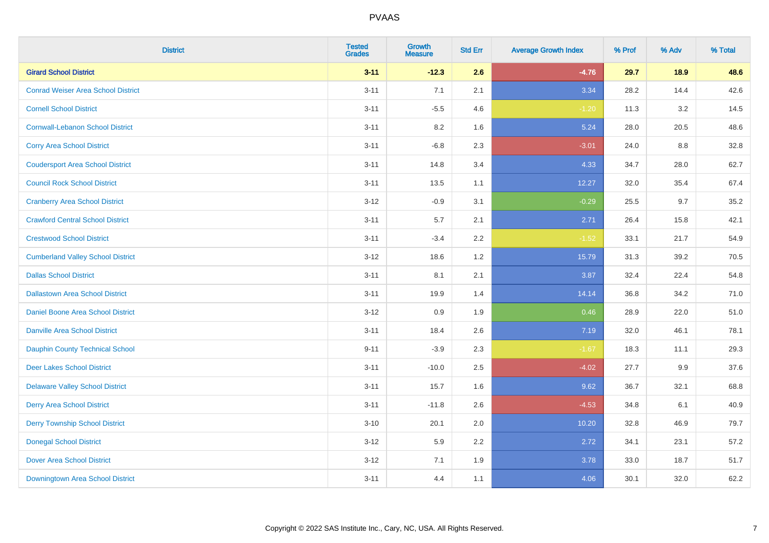# PVAAS

| District | Tested Grades | Growth Measure | Std Err | Average Growth Index | % Prof | % Adv | % Total |
|---|---|---|---|---|---|---|---|
| **Girard School District** | **3-11** | **-12.3** | **2.6** | **-4.76** | **29.7** | **18.9** | **48.6** |
| Conrad Weiser Area School District | 3-11 | 7.1 | 2.1 | 3.34 | 28.2 | 14.4 | 42.6 |
| Cornell School District | 3-11 | -5.5 | 4.6 | -1.20 | 11.3 | 3.2 | 14.5 |
| Cornwall-Lebanon School District | 3-11 | 8.2 | 1.6 | 5.24 | 28.0 | 20.5 | 48.6 |
| Corry Area School District | 3-11 | -6.8 | 2.3 | -3.01 | 24.0 | 8.8 | 32.8 |
| Coudersport Area School District | 3-11 | 14.8 | 3.4 | 4.33 | 34.7 | 28.0 | 62.7 |
| Council Rock School District | 3-11 | 13.5 | 1.1 | 12.27 | 32.0 | 35.4 | 67.4 |
| Cranberry Area School District | 3-12 | -0.9 | 3.1 | -0.29 | 25.5 | 9.7 | 35.2 |
| Crawford Central School District | 3-11 | 5.7 | 2.1 | 2.71 | 26.4 | 15.8 | 42.1 |
| Crestwood School District | 3-11 | -3.4 | 2.2 | -1.52 | 33.1 | 21.7 | 54.9 |
| Cumberland Valley School District | 3-12 | 18.6 | 1.2 | 15.79 | 31.3 | 39.2 | 70.5 |
| Dallas School District | 3-11 | 8.1 | 2.1 | 3.87 | 32.4 | 22.4 | 54.8 |
| Dallastown Area School District | 3-11 | 19.9 | 1.4 | 14.14 | 36.8 | 34.2 | 71.0 |
| Daniel Boone Area School District | 3-12 | 0.9 | 1.9 | 0.46 | 28.9 | 22.0 | 51.0 |
| Danville Area School District | 3-11 | 18.4 | 2.6 | 7.19 | 32.0 | 46.1 | 78.1 |
| Dauphin County Technical School | 9-11 | -3.9 | 2.3 | -1.67 | 18.3 | 11.1 | 29.3 |
| Deer Lakes School District | 3-11 | -10.0 | 2.5 | -4.02 | 27.7 | 9.9 | 37.6 |
| Delaware Valley School District | 3-11 | 15.7 | 1.6 | 9.62 | 36.7 | 32.1 | 68.8 |
| Derry Area School District | 3-11 | -11.8 | 2.6 | -4.53 | 34.8 | 6.1 | 40.9 |
| Derry Township School District | 3-10 | 20.1 | 2.0 | 10.20 | 32.8 | 46.9 | 79.7 |
| Donegal School District | 3-12 | 5.9 | 2.2 | 2.72 | 34.1 | 23.1 | 57.2 |
| Dover Area School District | 3-12 | 7.1 | 1.9 | 3.78 | 33.0 | 18.7 | 51.7 |
| Downingtown Area School District | 3-11 | 4.4 | 1.1 | 4.06 | 30.1 | 32.0 | 62.2 |

Copyright © 2022 SAS Institute Inc., Cary, NC, USA. All Rights Reserved.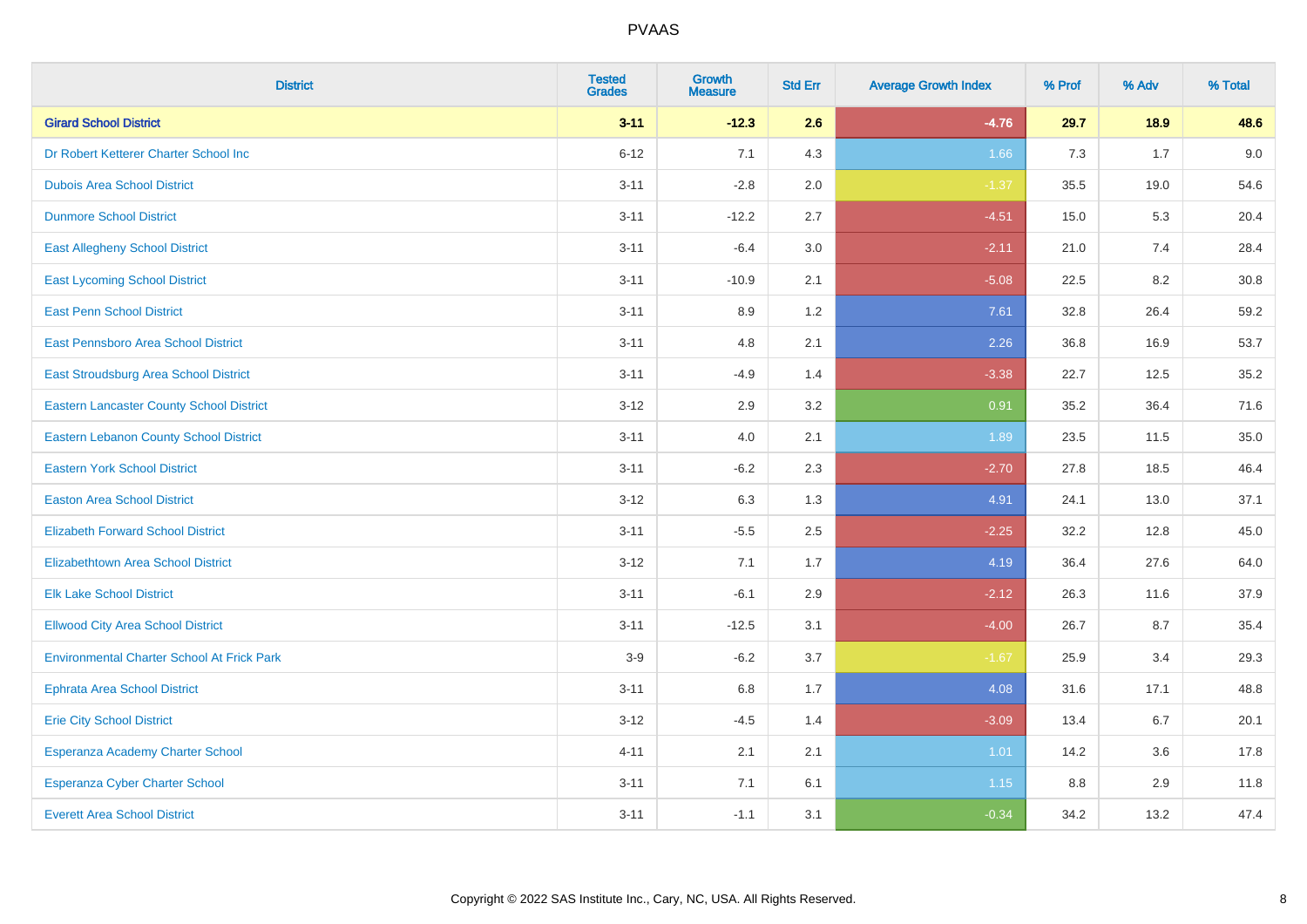| District | Tested Grades | Growth Measure | Std Err | Average Growth Index | % Prof | % Adv | % Total |
|---|---|---|---|---|---|---|---|
| **Girard School District** | **3-11** | **-12.3** | **2.6** | **-4.76** | **29.7** | **18.9** | **48.6** |
| Dr Robert Ketterer Charter School Inc | 6-12 | 7.1 | 4.3 | 1.66 | 7.3 | 1.7 | 9.0 |
| Dubois Area School District | 3-11 | -2.8 | 2.0 | -1.37 | 35.5 | 19.0 | 54.6 |
| Dunmore School District | 3-11 | -12.2 | 2.7 | -4.51 | 15.0 | 5.3 | 20.4 |
| East Allegheny School District | 3-11 | -6.4 | 3.0 | -2.11 | 21.0 | 7.4 | 28.4 |
| East Lycoming School District | 3-11 | -10.9 | 2.1 | -5.08 | 22.5 | 8.2 | 30.8 |
| East Penn School District | 3-11 | 8.9 | 1.2 | 7.61 | 32.8 | 26.4 | 59.2 |
| East Pennsboro Area School District | 3-11 | 4.8 | 2.1 | 2.26 | 36.8 | 16.9 | 53.7 |
| East Stroudsburg Area School District | 3-11 | -4.9 | 1.4 | -3.38 | 22.7 | 12.5 | 35.2 |
| Eastern Lancaster County School District | 3-12 | 2.9 | 3.2 | 0.91 | 35.2 | 36.4 | 71.6 |
| Eastern Lebanon County School District | 3-11 | 4.0 | 2.1 | 1.89 | 23.5 | 11.5 | 35.0 |
| Eastern York School District | 3-11 | -6.2 | 2.3 | -2.70 | 27.8 | 18.5 | 46.4 |
| Easton Area School District | 3-12 | 6.3 | 1.3 | 4.91 | 24.1 | 13.0 | 37.1 |
| Elizabeth Forward School District | 3-11 | -5.5 | 2.5 | -2.25 | 32.2 | 12.8 | 45.0 |
| Elizabethtown Area School District | 3-12 | 7.1 | 1.7 | 4.19 | 36.4 | 27.6 | 64.0 |
| Elk Lake School District | 3-11 | -6.1 | 2.9 | -2.12 | 26.3 | 11.6 | 37.9 |
| Ellwood City Area School District | 3-11 | -12.5 | 3.1 | -4.00 | 26.7 | 8.7 | 35.4 |
| Environmental Charter School At Frick Park | 3-9 | -6.2 | 3.7 | -1.67 | 25.9 | 3.4 | 29.3 |
| Ephrata Area School District | 3-11 | 6.8 | 1.7 | 4.08 | 31.6 | 17.1 | 48.8 |
| Erie City School District | 3-12 | -4.5 | 1.4 | -3.09 | 13.4 | 6.7 | 20.1 |
| Esperanza Academy Charter School | 4-11 | 2.1 | 2.1 | 1.01 | 14.2 | 3.6 | 17.8 |
| Esperanza Cyber Charter School | 3-11 | 7.1 | 6.1 | 1.15 | 8.8 | 2.9 | 11.8 |
| Everett Area School District | 3-11 | -1.1 | 3.1 | -0.34 | 34.2 | 13.2 | 47.4 |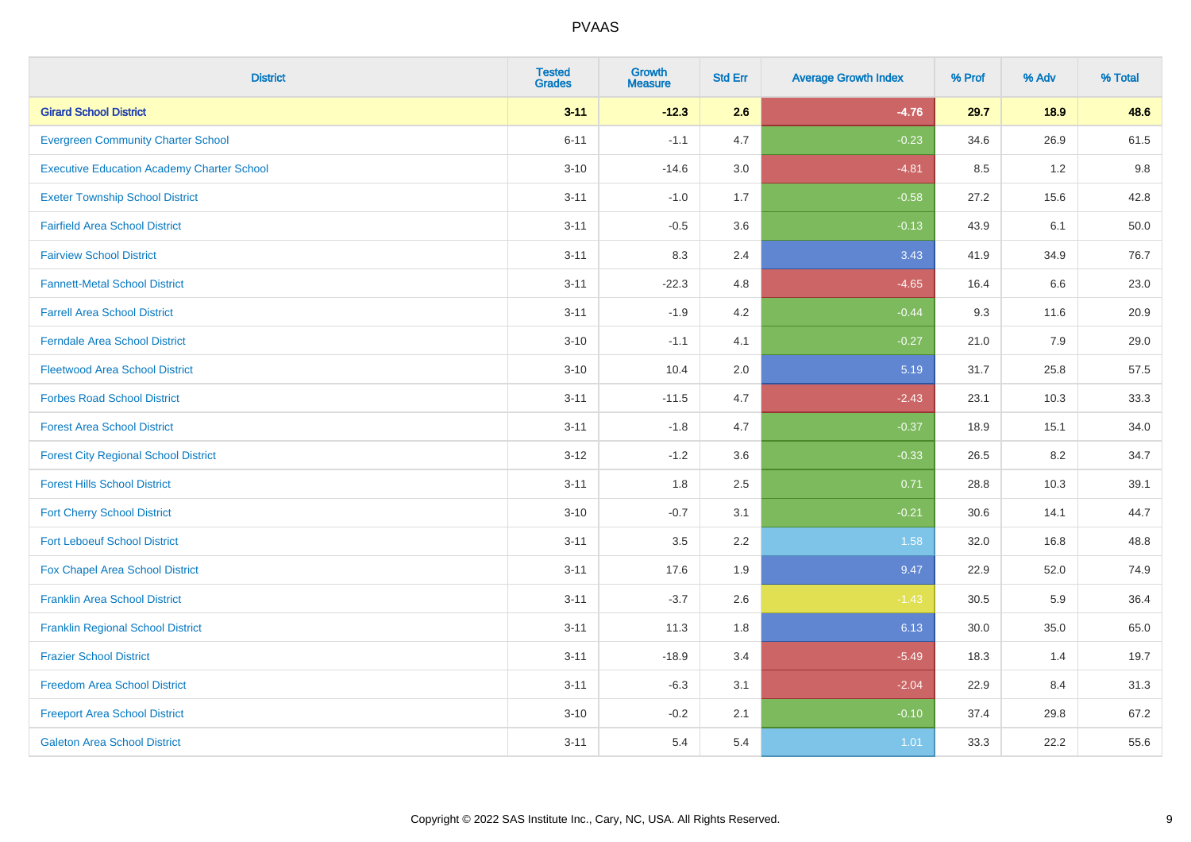PVAAS

| District | Tested Grades | Growth Measure | Std Err | Average Growth Index | % Prof | % Adv | % Total |
|---|---|---|---|---|---|---|---|
| **Girard School District** | **3-11** | **-12.3** | **2.6** | **-4.76** | **29.7** | **18.9** | **48.6** |
| Evergreen Community Charter School | 6-11 | -1.1 | 4.7 | -0.23 | 34.6 | 26.9 | 61.5 |
| Executive Education Academy Charter School | 3-10 | -14.6 | 3.0 | -4.81 | 8.5 | 1.2 | 9.8 |
| Exeter Township School District | 3-11 | -1.0 | 1.7 | -0.58 | 27.2 | 15.6 | 42.8 |
| Fairfield Area School District | 3-11 | -0.5 | 3.6 | -0.13 | 43.9 | 6.1 | 50.0 |
| Fairview School District | 3-11 | 8.3 | 2.4 | 3.43 | 41.9 | 34.9 | 76.7 |
| Fannett-Metal School District | 3-11 | -22.3 | 4.8 | -4.65 | 16.4 | 6.6 | 23.0 |
| Farrell Area School District | 3-11 | -1.9 | 4.2 | -0.44 | 9.3 | 11.6 | 20.9 |
| Ferndale Area School District | 3-10 | -1.1 | 4.1 | -0.27 | 21.0 | 7.9 | 29.0 |
| Fleetwood Area School District | 3-10 | 10.4 | 2.0 | 5.19 | 31.7 | 25.8 | 57.5 |
| Forbes Road School District | 3-11 | -11.5 | 4.7 | -2.43 | 23.1 | 10.3 | 33.3 |
| Forest Area School District | 3-11 | -1.8 | 4.7 | -0.37 | 18.9 | 15.1 | 34.0 |
| Forest City Regional School District | 3-12 | -1.2 | 3.6 | -0.33 | 26.5 | 8.2 | 34.7 |
| Forest Hills School District | 3-11 | 1.8 | 2.5 | 0.71 | 28.8 | 10.3 | 39.1 |
| Fort Cherry School District | 3-10 | -0.7 | 3.1 | -0.21 | 30.6 | 14.1 | 44.7 |
| Fort Leboeuf School District | 3-11 | 3.5 | 2.2 | 1.58 | 32.0 | 16.8 | 48.8 |
| Fox Chapel Area School District | 3-11 | 17.6 | 1.9 | 9.47 | 22.9 | 52.0 | 74.9 |
| Franklin Area School District | 3-11 | -3.7 | 2.6 | -1.43 | 30.5 | 5.9 | 36.4 |
| Franklin Regional School District | 3-11 | 11.3 | 1.8 | 6.13 | 30.0 | 35.0 | 65.0 |
| Frazier School District | 3-11 | -18.9 | 3.4 | -5.49 | 18.3 | 1.4 | 19.7 |
| Freedom Area School District | 3-11 | -6.3 | 3.1 | -2.04 | 22.9 | 8.4 | 31.3 |
| Freeport Area School District | 3-10 | -0.2 | 2.1 | -0.10 | 37.4 | 29.8 | 67.2 |
| Galeton Area School District | 3-11 | 5.4 | 5.4 | 1.01 | 33.3 | 22.2 | 55.6 |

Copyright © 2022 SAS Institute Inc., Cary, NC, USA. All Rights Reserved.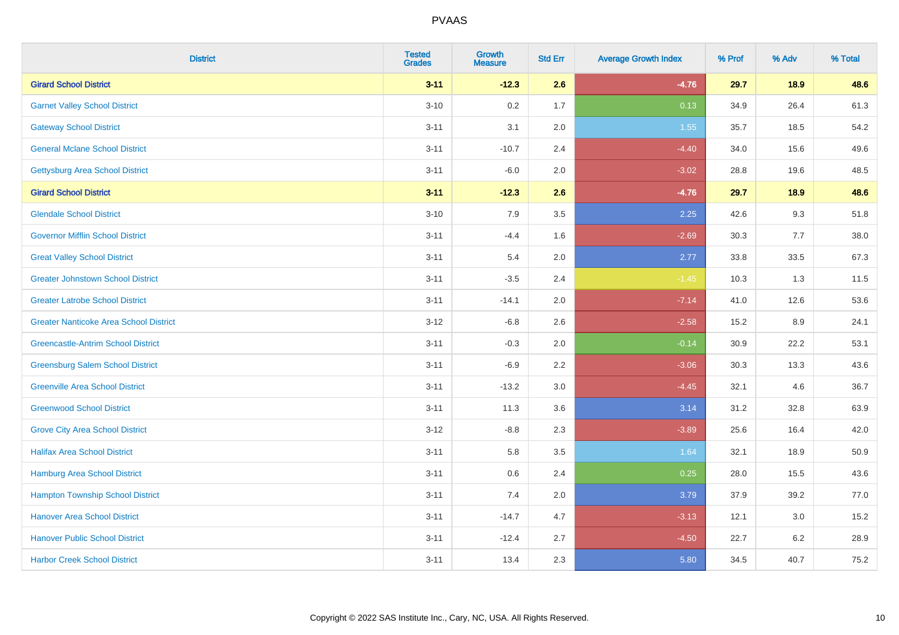PVAAS

| District | Tested Grades | Growth Measure | Std Err | Average Growth Index | % Prof | % Adv | % Total |
|---|---|---|---|---|---|---|---|
| **Girard School District** | **3-11** | **-12.3** | **2.6** | **-4.76** | **29.7** | **18.9** | **48.6** |
| Garnet Valley School District | 3-10 | 0.2 | 1.7 | 0.13 | 34.9 | 26.4 | 61.3 |
| Gateway School District | 3-11 | 3.1 | 2.0 | 1.55 | 35.7 | 18.5 | 54.2 |
| General Mclane School District | 3-11 | -10.7 | 2.4 | -4.40 | 34.0 | 15.6 | 49.6 |
| Gettysburg Area School District | 3-11 | -6.0 | 2.0 | -3.02 | 28.8 | 19.6 | 48.5 |
| **Girard School District** | **3-11** | **-12.3** | **2.6** | **-4.76** | **29.7** | **18.9** | **48.6** |
| Glendale School District | 3-10 | 7.9 | 3.5 | 2.25 | 42.6 | 9.3 | 51.8 |
| Governor Mifflin School District | 3-11 | -4.4 | 1.6 | -2.69 | 30.3 | 7.7 | 38.0 |
| Great Valley School District | 3-11 | 5.4 | 2.0 | 2.77 | 33.8 | 33.5 | 67.3 |
| Greater Johnstown School District | 3-11 | -3.5 | 2.4 | -1.45 | 10.3 | 1.3 | 11.5 |
| Greater Latrobe School District | 3-11 | -14.1 | 2.0 | -7.14 | 41.0 | 12.6 | 53.6 |
| Greater Nanticoke Area School District | 3-12 | -6.8 | 2.6 | -2.58 | 15.2 | 8.9 | 24.1 |
| Greencastle-Antrim School District | 3-11 | -0.3 | 2.0 | -0.14 | 30.9 | 22.2 | 53.1 |
| Greensburg Salem School District | 3-11 | -6.9 | 2.2 | -3.06 | 30.3 | 13.3 | 43.6 |
| Greenville Area School District | 3-11 | -13.2 | 3.0 | -4.45 | 32.1 | 4.6 | 36.7 |
| Greenwood School District | 3-11 | 11.3 | 3.6 | 3.14 | 31.2 | 32.8 | 63.9 |
| Grove City Area School District | 3-12 | -8.8 | 2.3 | -3.89 | 25.6 | 16.4 | 42.0 |
| Halifax Area School District | 3-11 | 5.8 | 3.5 | 1.64 | 32.1 | 18.9 | 50.9 |
| Hamburg Area School District | 3-11 | 0.6 | 2.4 | 0.25 | 28.0 | 15.5 | 43.6 |
| Hampton Township School District | 3-11 | 7.4 | 2.0 | 3.79 | 37.9 | 39.2 | 77.0 |
| Hanover Area School District | 3-11 | -14.7 | 4.7 | -3.13 | 12.1 | 3.0 | 15.2 |
| Hanover Public School District | 3-11 | -12.4 | 2.7 | -4.50 | 22.7 | 6.2 | 28.9 |
| Harbor Creek School District | 3-11 | 13.4 | 2.3 | 5.80 | 34.5 | 40.7 | 75.2 |

Copyright © 2022 SAS Institute Inc., Cary, NC, USA. All Rights Reserved.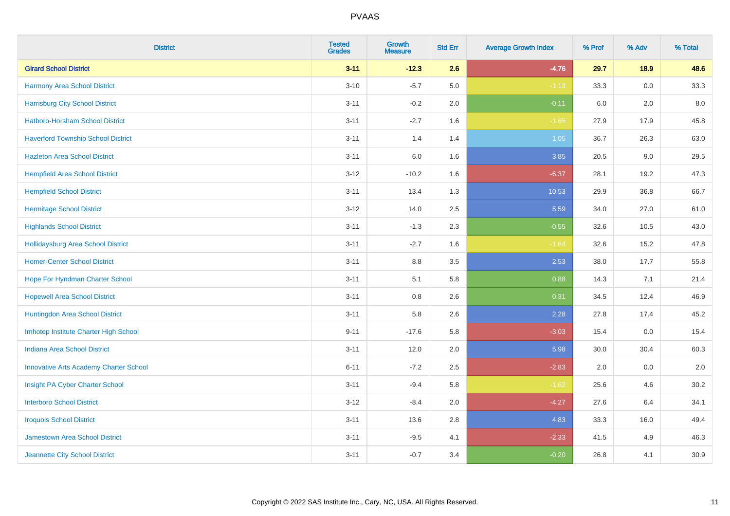# PVAAS

| District | Tested Grades | Growth Measure | Std Err | Average Growth Index | % Prof | % Adv | % Total |
|---|---|---|---|---|---|---|---|
| **Girard School District** | **3-11** | **-12.3** | **2.6** | **-4.76** | **29.7** | **18.9** | **48.6** |
| Harmony Area School District | 3-10 | -5.7 | 5.0 | -1.13 | 33.3 | 0.0 | 33.3 |
| Harrisburg City School District | 3-11 | -0.2 | 2.0 | -0.11 | 6.0 | 2.0 | 8.0 |
| Hatboro-Horsham School District | 3-11 | -2.7 | 1.6 | -1.65 | 27.9 | 17.9 | 45.8 |
| Haverford Township School District | 3-11 | 1.4 | 1.4 | 1.05 | 36.7 | 26.3 | 63.0 |
| Hazleton Area School District | 3-11 | 6.0 | 1.6 | 3.85 | 20.5 | 9.0 | 29.5 |
| Hempfield Area School District | 3-12 | -10.2 | 1.6 | -6.37 | 28.1 | 19.2 | 47.3 |
| Hempfield School District | 3-11 | 13.4 | 1.3 | 10.53 | 29.9 | 36.8 | 66.7 |
| Hermitage School District | 3-12 | 14.0 | 2.5 | 5.59 | 34.0 | 27.0 | 61.0 |
| Highlands School District | 3-11 | -1.3 | 2.3 | -0.55 | 32.6 | 10.5 | 43.0 |
| Hollidaysburg Area School District | 3-11 | -2.7 | 1.6 | -1.64 | 32.6 | 15.2 | 47.8 |
| Homer-Center School District | 3-11 | 8.8 | 3.5 | 2.53 | 38.0 | 17.7 | 55.8 |
| Hope For Hyndman Charter School | 3-11 | 5.1 | 5.8 | 0.88 | 14.3 | 7.1 | 21.4 |
| Hopewell Area School District | 3-11 | 0.8 | 2.6 | 0.31 | 34.5 | 12.4 | 46.9 |
| Huntingdon Area School District | 3-11 | 5.8 | 2.6 | 2.28 | 27.8 | 17.4 | 45.2 |
| Imhotep Institute Charter High School | 9-11 | -17.6 | 5.8 | -3.03 | 15.4 | 0.0 | 15.4 |
| Indiana Area School District | 3-11 | 12.0 | 2.0 | 5.98 | 30.0 | 30.4 | 60.3 |
| Innovative Arts Academy Charter School | 6-11 | -7.2 | 2.5 | -2.83 | 2.0 | 0.0 | 2.0 |
| Insight PA Cyber Charter School | 3-11 | -9.4 | 5.8 | -1.62 | 25.6 | 4.6 | 30.2 |
| Interboro School District | 3-12 | -8.4 | 2.0 | -4.27 | 27.6 | 6.4 | 34.1 |
| Iroquois School District | 3-11 | 13.6 | 2.8 | 4.83 | 33.3 | 16.0 | 49.4 |
| Jamestown Area School District | 3-11 | -9.5 | 4.1 | -2.33 | 41.5 | 4.9 | 46.3 |
| Jeannette City School District | 3-11 | -0.7 | 3.4 | -0.20 | 26.8 | 4.1 | 30.9 |

Copyright © 2022 SAS Institute Inc., Cary, NC, USA. All Rights Reserved.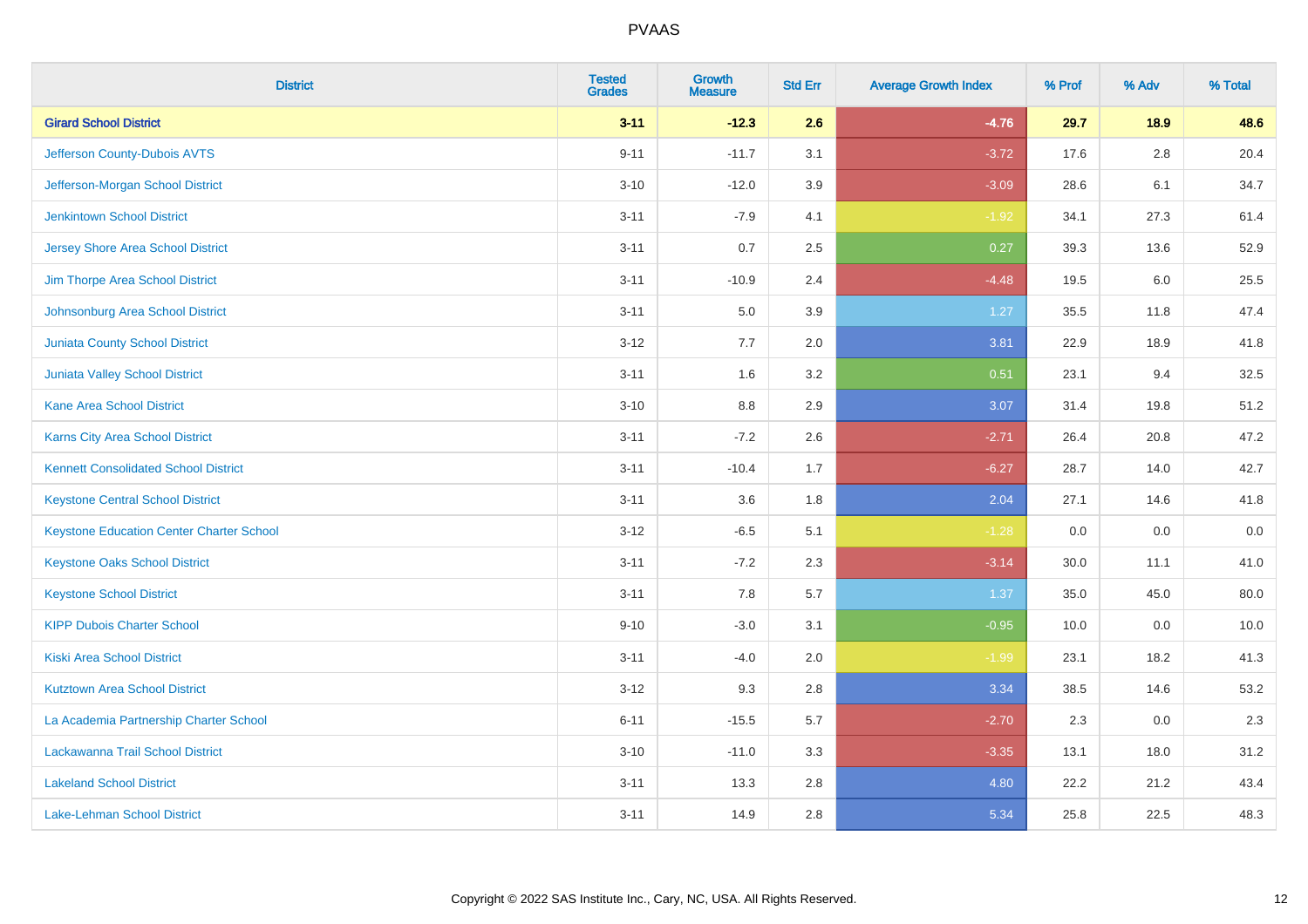# PVAAS

| District | Tested Grades | Growth Measure | Std Err | Average Growth Index | % Prof | % Adv | % Total |
|---|---|---|---|---|---|---|---|
| **Girard School District** | **3-11** | **-12.3** | **2.6** | **-4.76** | **29.7** | **18.9** | **48.6** |
| Jefferson County-Dubois AVTS | 9-11 | -11.7 | 3.1 | -3.72 | 17.6 | 2.8 | 20.4 |
| Jefferson-Morgan School District | 3-10 | -12.0 | 3.9 | -3.09 | 28.6 | 6.1 | 34.7 |
| Jenkintown School District | 3-11 | -7.9 | 4.1 | -1.92 | 34.1 | 27.3 | 61.4 |
| Jersey Shore Area School District | 3-11 | 0.7 | 2.5 | 0.27 | 39.3 | 13.6 | 52.9 |
| Jim Thorpe Area School District | 3-11 | -10.9 | 2.4 | -4.48 | 19.5 | 6.0 | 25.5 |
| Johnsonburg Area School District | 3-11 | 5.0 | 3.9 | 1.27 | 35.5 | 11.8 | 47.4 |
| Juniata County School District | 3-12 | 7.7 | 2.0 | 3.81 | 22.9 | 18.9 | 41.8 |
| Juniata Valley School District | 3-11 | 1.6 | 3.2 | 0.51 | 23.1 | 9.4 | 32.5 |
| Kane Area School District | 3-10 | 8.8 | 2.9 | 3.07 | 31.4 | 19.8 | 51.2 |
| Karns City Area School District | 3-11 | -7.2 | 2.6 | -2.71 | 26.4 | 20.8 | 47.2 |
| Kennett Consolidated School District | 3-11 | -10.4 | 1.7 | -6.27 | 28.7 | 14.0 | 42.7 |
| Keystone Central School District | 3-11 | 3.6 | 1.8 | 2.04 | 27.1 | 14.6 | 41.8 |
| Keystone Education Center Charter School | 3-12 | -6.5 | 5.1 | -1.28 | 0.0 | 0.0 | 0.0 |
| Keystone Oaks School District | 3-11 | -7.2 | 2.3 | -3.14 | 30.0 | 11.1 | 41.0 |
| Keystone School District | 3-11 | 7.8 | 5.7 | 1.37 | 35.0 | 45.0 | 80.0 |
| KIPP Dubois Charter School | 9-10 | -3.0 | 3.1 | -0.95 | 10.0 | 0.0 | 10.0 |
| Kiski Area School District | 3-11 | -4.0 | 2.0 | -1.99 | 23.1 | 18.2 | 41.3 |
| Kutztown Area School District | 3-12 | 9.3 | 2.8 | 3.34 | 38.5 | 14.6 | 53.2 |
| La Academia Partnership Charter School | 6-11 | -15.5 | 5.7 | -2.70 | 2.3 | 0.0 | 2.3 |
| Lackawanna Trail School District | 3-10 | -11.0 | 3.3 | -3.35 | 13.1 | 18.0 | 31.2 |
| Lakeland School District | 3-11 | 13.3 | 2.8 | 4.80 | 22.2 | 21.2 | 43.4 |
| Lake-Lehman School District | 3-11 | 14.9 | 2.8 | 5.34 | 25.8 | 22.5 | 48.3 |

Copyright © 2022 SAS Institute Inc., Cary, NC, USA. All Rights Reserved.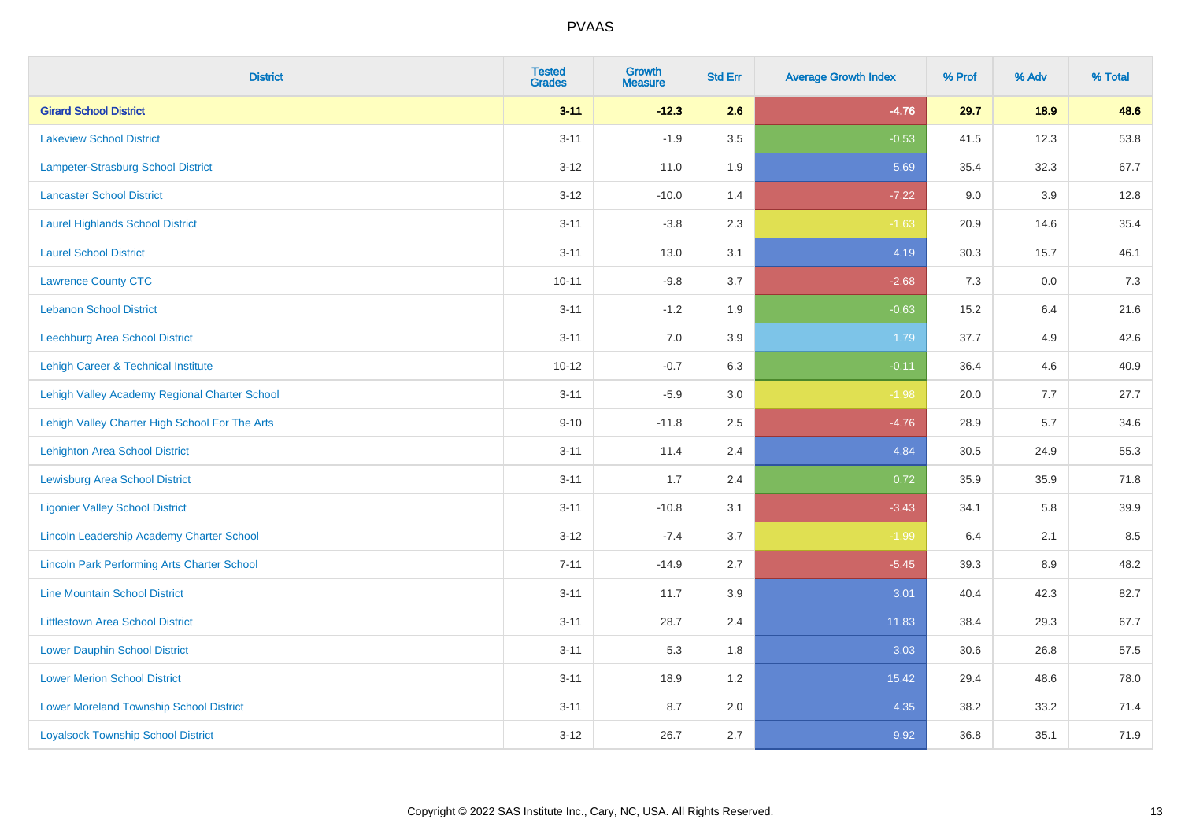# PVAAS

| District | Tested Grades | Growth Measure | Std Err | Average Growth Index | % Prof | % Adv | % Total |
|---|---|---|---|---|---|---|---|
| **Girard School District** | **3-11** | **-12.3** | **2.6** | **-4.76** | **29.7** | **18.9** | **48.6** |
| Lakeview School District | 3-11 | -1.9 | 3.5 | -0.53 | 41.5 | 12.3 | 53.8 |
| Lampeter-Strasburg School District | 3-12 | 11.0 | 1.9 | 5.69 | 35.4 | 32.3 | 67.7 |
| Lancaster School District | 3-12 | -10.0 | 1.4 | -7.22 | 9.0 | 3.9 | 12.8 |
| Laurel Highlands School District | 3-11 | -3.8 | 2.3 | -1.63 | 20.9 | 14.6 | 35.4 |
| Laurel School District | 3-11 | 13.0 | 3.1 | 4.19 | 30.3 | 15.7 | 46.1 |
| Lawrence County CTC | 10-11 | -9.8 | 3.7 | -2.68 | 7.3 | 0.0 | 7.3 |
| Lebanon School District | 3-11 | -1.2 | 1.9 | -0.63 | 15.2 | 6.4 | 21.6 |
| Leechburg Area School District | 3-11 | 7.0 | 3.9 | 1.79 | 37.7 | 4.9 | 42.6 |
| Lehigh Career & Technical Institute | 10-12 | -0.7 | 6.3 | -0.11 | 36.4 | 4.6 | 40.9 |
| Lehigh Valley Academy Regional Charter School | 3-11 | -5.9 | 3.0 | -1.98 | 20.0 | 7.7 | 27.7 |
| Lehigh Valley Charter High School For The Arts | 9-10 | -11.8 | 2.5 | -4.76 | 28.9 | 5.7 | 34.6 |
| Lehighton Area School District | 3-11 | 11.4 | 2.4 | 4.84 | 30.5 | 24.9 | 55.3 |
| Lewisburg Area School District | 3-11 | 1.7 | 2.4 | 0.72 | 35.9 | 35.9 | 71.8 |
| Ligonier Valley School District | 3-11 | -10.8 | 3.1 | -3.43 | 34.1 | 5.8 | 39.9 |
| Lincoln Leadership Academy Charter School | 3-12 | -7.4 | 3.7 | -1.99 | 6.4 | 2.1 | 8.5 |
| Lincoln Park Performing Arts Charter School | 7-11 | -14.9 | 2.7 | -5.45 | 39.3 | 8.9 | 48.2 |
| Line Mountain School District | 3-11 | 11.7 | 3.9 | 3.01 | 40.4 | 42.3 | 82.7 |
| Littlestown Area School District | 3-11 | 28.7 | 2.4 | 11.83 | 38.4 | 29.3 | 67.7 |
| Lower Dauphin School District | 3-11 | 5.3 | 1.8 | 3.03 | 30.6 | 26.8 | 57.5 |
| Lower Merion School District | 3-11 | 18.9 | 1.2 | 15.42 | 29.4 | 48.6 | 78.0 |
| Lower Moreland Township School District | 3-11 | 8.7 | 2.0 | 4.35 | 38.2 | 33.2 | 71.4 |
| Loyalsock Township School District | 3-12 | 26.7 | 2.7 | 9.92 | 36.8 | 35.1 | 71.9 |

Copyright © 2022 SAS Institute Inc., Cary, NC, USA. All Rights Reserved.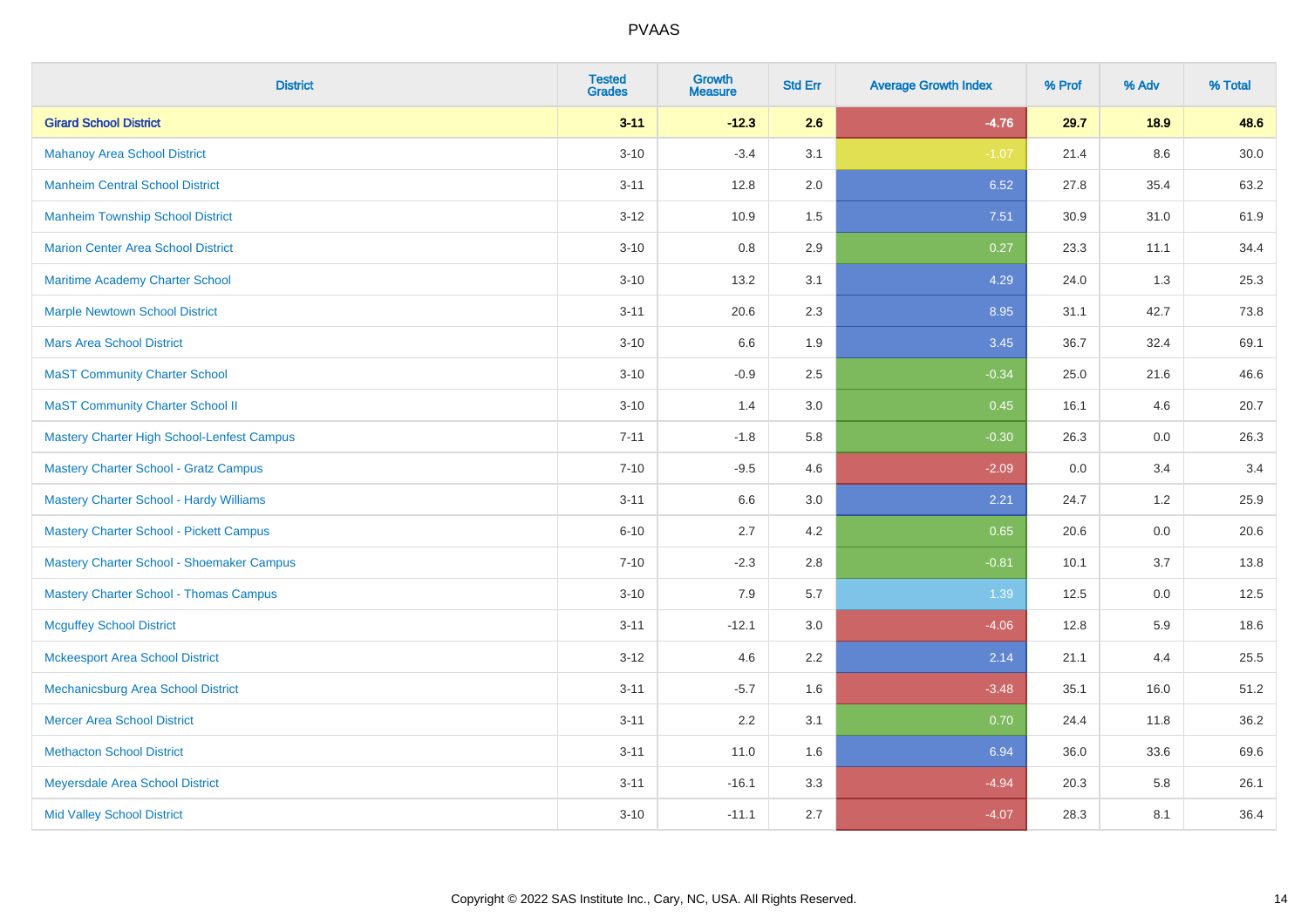# PVAAS

| District | Tested Grades | Growth Measure | Std Err | Average Growth Index | % Prof | % Adv | % Total |
|---|---|---|---|---|---|---|---|
| **Girard School District** | **3-11** | **-12.3** | **2.6** | **-4.76** | **29.7** | **18.9** | **48.6** |
| Mahanoy Area School District | 3-10 | -3.4 | 3.1 | -1.07 | 21.4 | 8.6 | 30.0 |
| Manheim Central School District | 3-11 | 12.8 | 2.0 | 6.52 | 27.8 | 35.4 | 63.2 |
| Manheim Township School District | 3-12 | 10.9 | 1.5 | 7.51 | 30.9 | 31.0 | 61.9 |
| Marion Center Area School District | 3-10 | 0.8 | 2.9 | 0.27 | 23.3 | 11.1 | 34.4 |
| Maritime Academy Charter School | 3-10 | 13.2 | 3.1 | 4.29 | 24.0 | 1.3 | 25.3 |
| Marple Newtown School District | 3-11 | 20.6 | 2.3 | 8.95 | 31.1 | 42.7 | 73.8 |
| Mars Area School District | 3-10 | 6.6 | 1.9 | 3.45 | 36.7 | 32.4 | 69.1 |
| MaST Community Charter School | 3-10 | -0.9 | 2.5 | -0.34 | 25.0 | 21.6 | 46.6 |
| MaST Community Charter School II | 3-10 | 1.4 | 3.0 | 0.45 | 16.1 | 4.6 | 20.7 |
| Mastery Charter High School-Lenfest Campus | 7-11 | -1.8 | 5.8 | -0.30 | 26.3 | 0.0 | 26.3 |
| Mastery Charter School - Gratz Campus | 7-10 | -9.5 | 4.6 | -2.09 | 0.0 | 3.4 | 3.4 |
| Mastery Charter School - Hardy Williams | 3-11 | 6.6 | 3.0 | 2.21 | 24.7 | 1.2 | 25.9 |
| Mastery Charter School - Pickett Campus | 6-10 | 2.7 | 4.2 | 0.65 | 20.6 | 0.0 | 20.6 |
| Mastery Charter School - Shoemaker Campus | 7-10 | -2.3 | 2.8 | -0.81 | 10.1 | 3.7 | 13.8 |
| Mastery Charter School - Thomas Campus | 3-10 | 7.9 | 5.7 | 1.39 | 12.5 | 0.0 | 12.5 |
| Mcguffey School District | 3-11 | -12.1 | 3.0 | -4.06 | 12.8 | 5.9 | 18.6 |
| Mckeesport Area School District | 3-12 | 4.6 | 2.2 | 2.14 | 21.1 | 4.4 | 25.5 |
| Mechanicsburg Area School District | 3-11 | -5.7 | 1.6 | -3.48 | 35.1 | 16.0 | 51.2 |
| Mercer Area School District | 3-11 | 2.2 | 3.1 | 0.70 | 24.4 | 11.8 | 36.2 |
| Methacton School District | 3-11 | 11.0 | 1.6 | 6.94 | 36.0 | 33.6 | 69.6 |
| Meyersdale Area School District | 3-11 | -16.1 | 3.3 | -4.94 | 20.3 | 5.8 | 26.1 |
| Mid Valley School District | 3-10 | -11.1 | 2.7 | -4.07 | 28.3 | 8.1 | 36.4 |

Copyright © 2022 SAS Institute Inc., Cary, NC, USA. All Rights Reserved.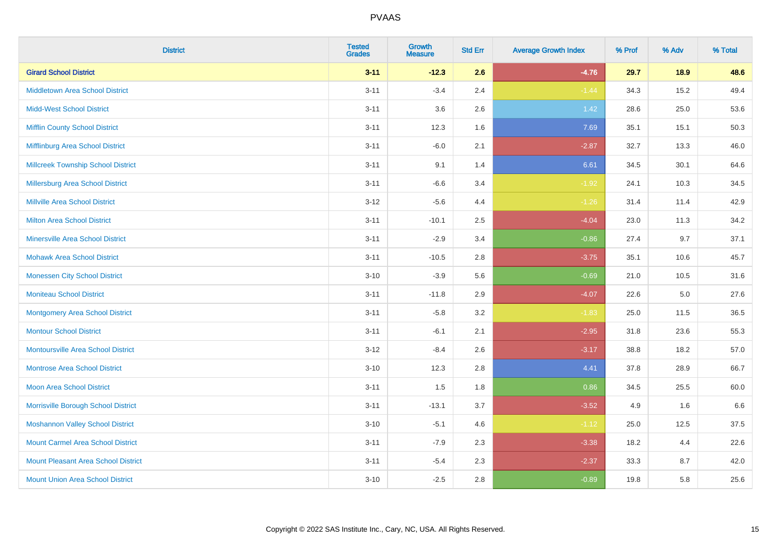# PVAAS

| District | Tested Grades | Growth Measure | Std Err | Average Growth Index | % Prof | % Adv | % Total |
|---|---|---|---|---|---|---|---|
| **Girard School District** | **3-11** | **-12.3** | **2.6** | **-4.76** | **29.7** | **18.9** | **48.6** |
| Middletown Area School District | 3-11 | -3.4 | 2.4 | -1.44 | 34.3 | 15.2 | 49.4 |
| Midd-West School District | 3-11 | 3.6 | 2.6 | 1.42 | 28.6 | 25.0 | 53.6 |
| Mifflin County School District | 3-11 | 12.3 | 1.6 | 7.69 | 35.1 | 15.1 | 50.3 |
| Mifflinburg Area School District | 3-11 | -6.0 | 2.1 | -2.87 | 32.7 | 13.3 | 46.0 |
| Millcreek Township School District | 3-11 | 9.1 | 1.4 | 6.61 | 34.5 | 30.1 | 64.6 |
| Millersburg Area School District | 3-11 | -6.6 | 3.4 | -1.92 | 24.1 | 10.3 | 34.5 |
| Millville Area School District | 3-12 | -5.6 | 4.4 | -1.26 | 31.4 | 11.4 | 42.9 |
| Milton Area School District | 3-11 | -10.1 | 2.5 | -4.04 | 23.0 | 11.3 | 34.2 |
| Minersville Area School District | 3-11 | -2.9 | 3.4 | -0.86 | 27.4 | 9.7 | 37.1 |
| Mohawk Area School District | 3-11 | -10.5 | 2.8 | -3.75 | 35.1 | 10.6 | 45.7 |
| Monessen City School District | 3-10 | -3.9 | 5.6 | -0.69 | 21.0 | 10.5 | 31.6 |
| Moniteau School District | 3-11 | -11.8 | 2.9 | -4.07 | 22.6 | 5.0 | 27.6 |
| Montgomery Area School District | 3-11 | -5.8 | 3.2 | -1.83 | 25.0 | 11.5 | 36.5 |
| Montour School District | 3-11 | -6.1 | 2.1 | -2.95 | 31.8 | 23.6 | 55.3 |
| Montoursville Area School District | 3-12 | -8.4 | 2.6 | -3.17 | 38.8 | 18.2 | 57.0 |
| Montrose Area School District | 3-10 | 12.3 | 2.8 | 4.41 | 37.8 | 28.9 | 66.7 |
| Moon Area School District | 3-11 | 1.5 | 1.8 | 0.86 | 34.5 | 25.5 | 60.0 |
| Morrisville Borough School District | 3-11 | -13.1 | 3.7 | -3.52 | 4.9 | 1.6 | 6.6 |
| Moshannon Valley School District | 3-10 | -5.1 | 4.6 | -1.12 | 25.0 | 12.5 | 37.5 |
| Mount Carmel Area School District | 3-11 | -7.9 | 2.3 | -3.38 | 18.2 | 4.4 | 22.6 |
| Mount Pleasant Area School District | 3-11 | -5.4 | 2.3 | -2.37 | 33.3 | 8.7 | 42.0 |
| Mount Union Area School District | 3-10 | -2.5 | 2.8 | -0.89 | 19.8 | 5.8 | 25.6 |

Copyright © 2022 SAS Institute Inc., Cary, NC, USA. All Rights Reserved.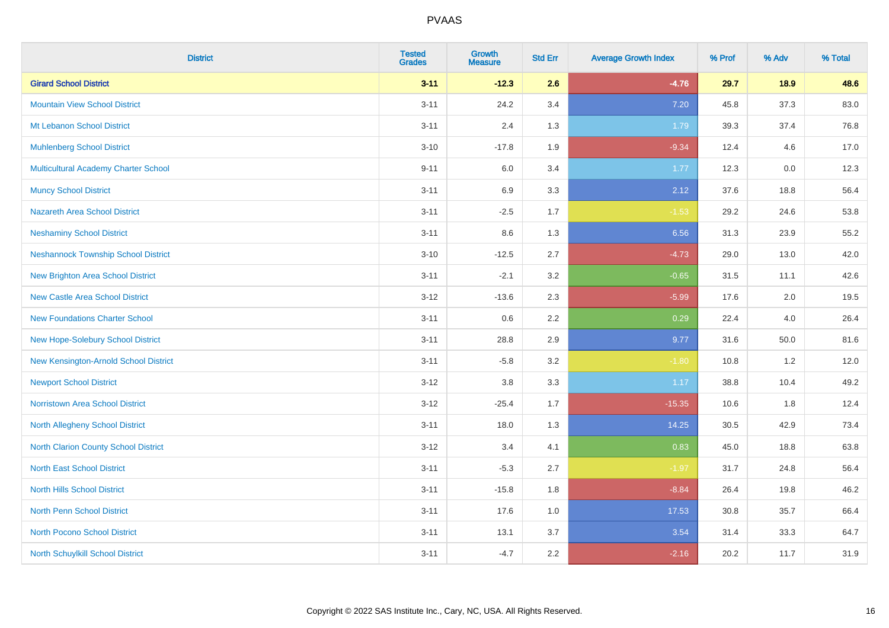| District | Tested Grades | Growth Measure | Std Err | Average Growth Index | % Prof | % Adv | % Total |
|---|---|---|---|---|---|---|---|
| **Girard School District** | **3-11** | **-12.3** | **2.6** | **-4.76** | **29.7** | **18.9** | **48.6** |
| Mountain View School District | 3-11 | 24.2 | 3.4 | 7.20 | 45.8 | 37.3 | 83.0 |
| Mt Lebanon School District | 3-11 | 2.4 | 1.3 | 1.79 | 39.3 | 37.4 | 76.8 |
| Muhlenberg School District | 3-10 | -17.8 | 1.9 | -9.34 | 12.4 | 4.6 | 17.0 |
| Multicultural Academy Charter School | 9-11 | 6.0 | 3.4 | 1.77 | 12.3 | 0.0 | 12.3 |
| Muncy School District | 3-11 | 6.9 | 3.3 | 2.12 | 37.6 | 18.8 | 56.4 |
| Nazareth Area School District | 3-11 | -2.5 | 1.7 | -1.53 | 29.2 | 24.6 | 53.8 |
| Neshaminy School District | 3-11 | 8.6 | 1.3 | 6.56 | 31.3 | 23.9 | 55.2 |
| Neshannock Township School District | 3-10 | -12.5 | 2.7 | -4.73 | 29.0 | 13.0 | 42.0 |
| New Brighton Area School District | 3-11 | -2.1 | 3.2 | -0.65 | 31.5 | 11.1 | 42.6 |
| New Castle Area School District | 3-12 | -13.6 | 2.3 | -5.99 | 17.6 | 2.0 | 19.5 |
| New Foundations Charter School | 3-11 | 0.6 | 2.2 | 0.29 | 22.4 | 4.0 | 26.4 |
| New Hope-Solebury School District | 3-11 | 28.8 | 2.9 | 9.77 | 31.6 | 50.0 | 81.6 |
| New Kensington-Arnold School District | 3-11 | -5.8 | 3.2 | -1.80 | 10.8 | 1.2 | 12.0 |
| Newport School District | 3-12 | 3.8 | 3.3 | 1.17 | 38.8 | 10.4 | 49.2 |
| Norristown Area School District | 3-12 | -25.4 | 1.7 | -15.35 | 10.6 | 1.8 | 12.4 |
| North Allegheny School District | 3-11 | 18.0 | 1.3 | 14.25 | 30.5 | 42.9 | 73.4 |
| North Clarion County School District | 3-12 | 3.4 | 4.1 | 0.83 | 45.0 | 18.8 | 63.8 |
| North East School District | 3-11 | -5.3 | 2.7 | -1.97 | 31.7 | 24.8 | 56.4 |
| North Hills School District | 3-11 | -15.8 | 1.8 | -8.84 | 26.4 | 19.8 | 46.2 |
| North Penn School District | 3-11 | 17.6 | 1.0 | 17.53 | 30.8 | 35.7 | 66.4 |
| North Pocono School District | 3-11 | 13.1 | 3.7 | 3.54 | 31.4 | 33.3 | 64.7 |
| North Schuylkill School District | 3-11 | -4.7 | 2.2 | -2.16 | 20.2 | 11.7 | 31.9 |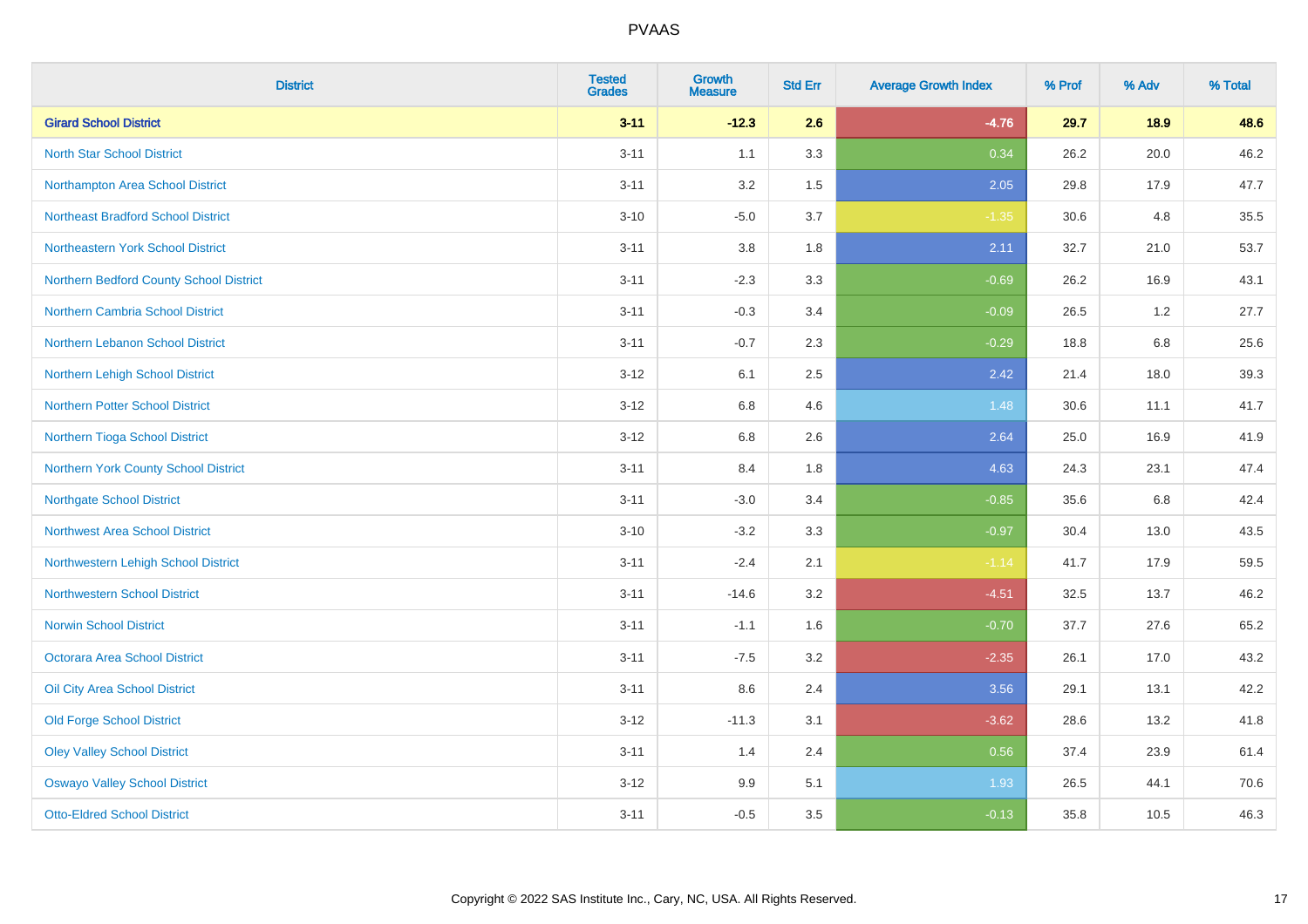PVAAS

| District | Tested Grades | Growth Measure | Std Err | Average Growth Index | % Prof | % Adv | % Total |
|---|---|---|---|---|---|---|---|
| **Girard School District** | **3-11** | **-12.3** | **2.6** | **-4.76** | **29.7** | **18.9** | **48.6** |
| North Star School District | 3-11 | 1.1 | 3.3 | 0.34 | 26.2 | 20.0 | 46.2 |
| Northampton Area School District | 3-11 | 3.2 | 1.5 | 2.05 | 29.8 | 17.9 | 47.7 |
| Northeast Bradford School District | 3-10 | -5.0 | 3.7 | -1.35 | 30.6 | 4.8 | 35.5 |
| Northeastern York School District | 3-11 | 3.8 | 1.8 | 2.11 | 32.7 | 21.0 | 53.7 |
| Northern Bedford County School District | 3-11 | -2.3 | 3.3 | -0.69 | 26.2 | 16.9 | 43.1 |
| Northern Cambria School District | 3-11 | -0.3 | 3.4 | -0.09 | 26.5 | 1.2 | 27.7 |
| Northern Lebanon School District | 3-11 | -0.7 | 2.3 | -0.29 | 18.8 | 6.8 | 25.6 |
| Northern Lehigh School District | 3-12 | 6.1 | 2.5 | 2.42 | 21.4 | 18.0 | 39.3 |
| Northern Potter School District | 3-12 | 6.8 | 4.6 | 1.48 | 30.6 | 11.1 | 41.7 |
| Northern Tioga School District | 3-12 | 6.8 | 2.6 | 2.64 | 25.0 | 16.9 | 41.9 |
| Northern York County School District | 3-11 | 8.4 | 1.8 | 4.63 | 24.3 | 23.1 | 47.4 |
| Northgate School District | 3-11 | -3.0 | 3.4 | -0.85 | 35.6 | 6.8 | 42.4 |
| Northwest Area School District | 3-10 | -3.2 | 3.3 | -0.97 | 30.4 | 13.0 | 43.5 |
| Northwestern Lehigh School District | 3-11 | -2.4 | 2.1 | -1.14 | 41.7 | 17.9 | 59.5 |
| Northwestern School District | 3-11 | -14.6 | 3.2 | -4.51 | 32.5 | 13.7 | 46.2 |
| Norwin School District | 3-11 | -1.1 | 1.6 | -0.70 | 37.7 | 27.6 | 65.2 |
| Octorara Area School District | 3-11 | -7.5 | 3.2 | -2.35 | 26.1 | 17.0 | 43.2 |
| Oil City Area School District | 3-11 | 8.6 | 2.4 | 3.56 | 29.1 | 13.1 | 42.2 |
| Old Forge School District | 3-12 | -11.3 | 3.1 | -3.62 | 28.6 | 13.2 | 41.8 |
| Oley Valley School District | 3-11 | 1.4 | 2.4 | 0.56 | 37.4 | 23.9 | 61.4 |
| Oswayo Valley School District | 3-12 | 9.9 | 5.1 | 1.93 | 26.5 | 44.1 | 70.6 |
| Otto-Eldred School District | 3-11 | -0.5 | 3.5 | -0.13 | 35.8 | 10.5 | 46.3 |

Copyright © 2022 SAS Institute Inc., Cary, NC, USA. All Rights Reserved.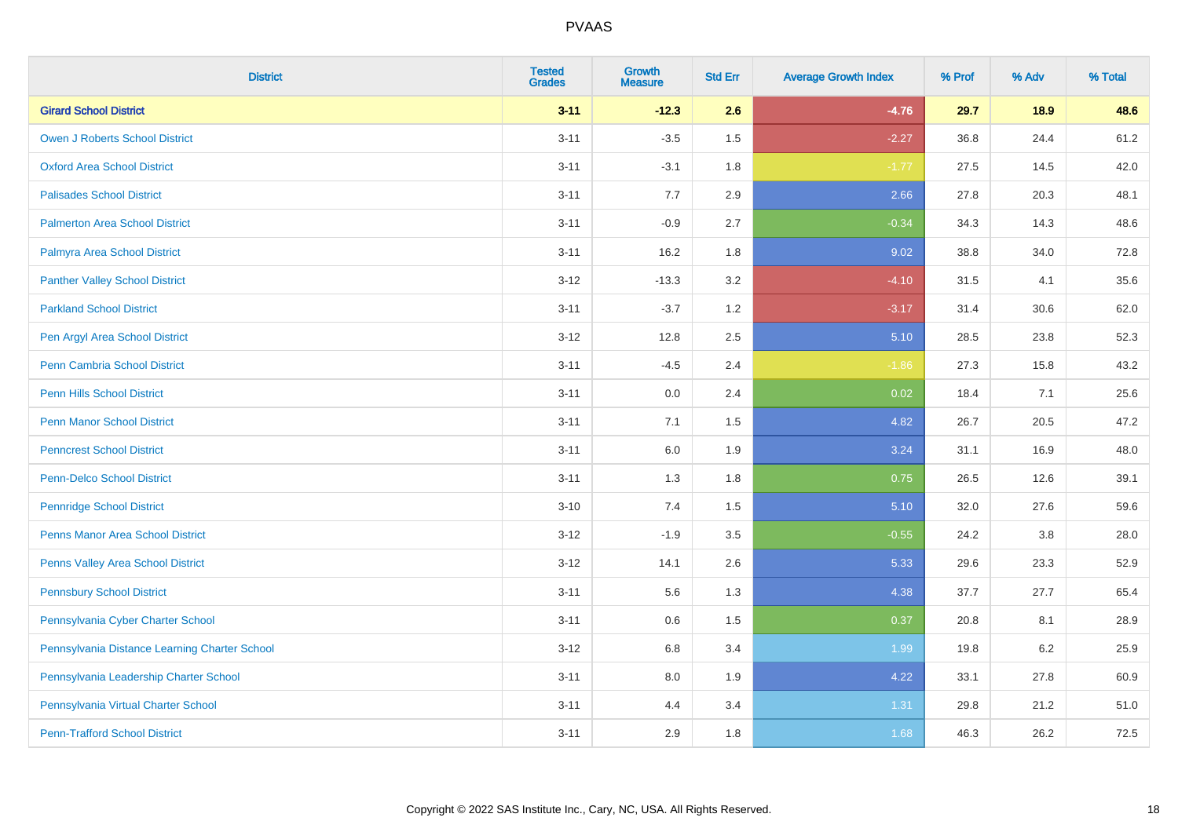PVAAS

| District | Tested Grades | Growth Measure | Std Err | Average Growth Index | % Prof | % Adv | % Total |
|---|---|---|---|---|---|---|---|
| **Girard School District** | **3-11** | **-12.3** | **2.6** | **-4.76** | **29.7** | **18.9** | **48.6** |
| Owen J Roberts School District | 3-11 | -3.5 | 1.5 | -2.27 | 36.8 | 24.4 | 61.2 |
| Oxford Area School District | 3-11 | -3.1 | 1.8 | -1.77 | 27.5 | 14.5 | 42.0 |
| Palisades School District | 3-11 | 7.7 | 2.9 | 2.66 | 27.8 | 20.3 | 48.1 |
| Palmerton Area School District | 3-11 | -0.9 | 2.7 | -0.34 | 34.3 | 14.3 | 48.6 |
| Palmyra Area School District | 3-11 | 16.2 | 1.8 | 9.02 | 38.8 | 34.0 | 72.8 |
| Panther Valley School District | 3-12 | -13.3 | 3.2 | -4.10 | 31.5 | 4.1 | 35.6 |
| Parkland School District | 3-11 | -3.7 | 1.2 | -3.17 | 31.4 | 30.6 | 62.0 |
| Pen Argyl Area School District | 3-12 | 12.8 | 2.5 | 5.10 | 28.5 | 23.8 | 52.3 |
| Penn Cambria School District | 3-11 | -4.5 | 2.4 | -1.86 | 27.3 | 15.8 | 43.2 |
| Penn Hills School District | 3-11 | 0.0 | 2.4 | 0.02 | 18.4 | 7.1 | 25.6 |
| Penn Manor School District | 3-11 | 7.1 | 1.5 | 4.82 | 26.7 | 20.5 | 47.2 |
| Penncrest School District | 3-11 | 6.0 | 1.9 | 3.24 | 31.1 | 16.9 | 48.0 |
| Penn-Delco School District | 3-11 | 1.3 | 1.8 | 0.75 | 26.5 | 12.6 | 39.1 |
| Pennridge School District | 3-10 | 7.4 | 1.5 | 5.10 | 32.0 | 27.6 | 59.6 |
| Penns Manor Area School District | 3-12 | -1.9 | 3.5 | -0.55 | 24.2 | 3.8 | 28.0 |
| Penns Valley Area School District | 3-12 | 14.1 | 2.6 | 5.33 | 29.6 | 23.3 | 52.9 |
| Pennsbury School District | 3-11 | 5.6 | 1.3 | 4.38 | 37.7 | 27.7 | 65.4 |
| Pennsylvania Cyber Charter School | 3-11 | 0.6 | 1.5 | 0.37 | 20.8 | 8.1 | 28.9 |
| Pennsylvania Distance Learning Charter School | 3-12 | 6.8 | 3.4 | 1.99 | 19.8 | 6.2 | 25.9 |
| Pennsylvania Leadership Charter School | 3-11 | 8.0 | 1.9 | 4.22 | 33.1 | 27.8 | 60.9 |
| Pennsylvania Virtual Charter School | 3-11 | 4.4 | 3.4 | 1.31 | 29.8 | 21.2 | 51.0 |
| Penn-Trafford School District | 3-11 | 2.9 | 1.8 | 1.68 | 46.3 | 26.2 | 72.5 |

Copyright © 2022 SAS Institute Inc., Cary, NC, USA. All Rights Reserved.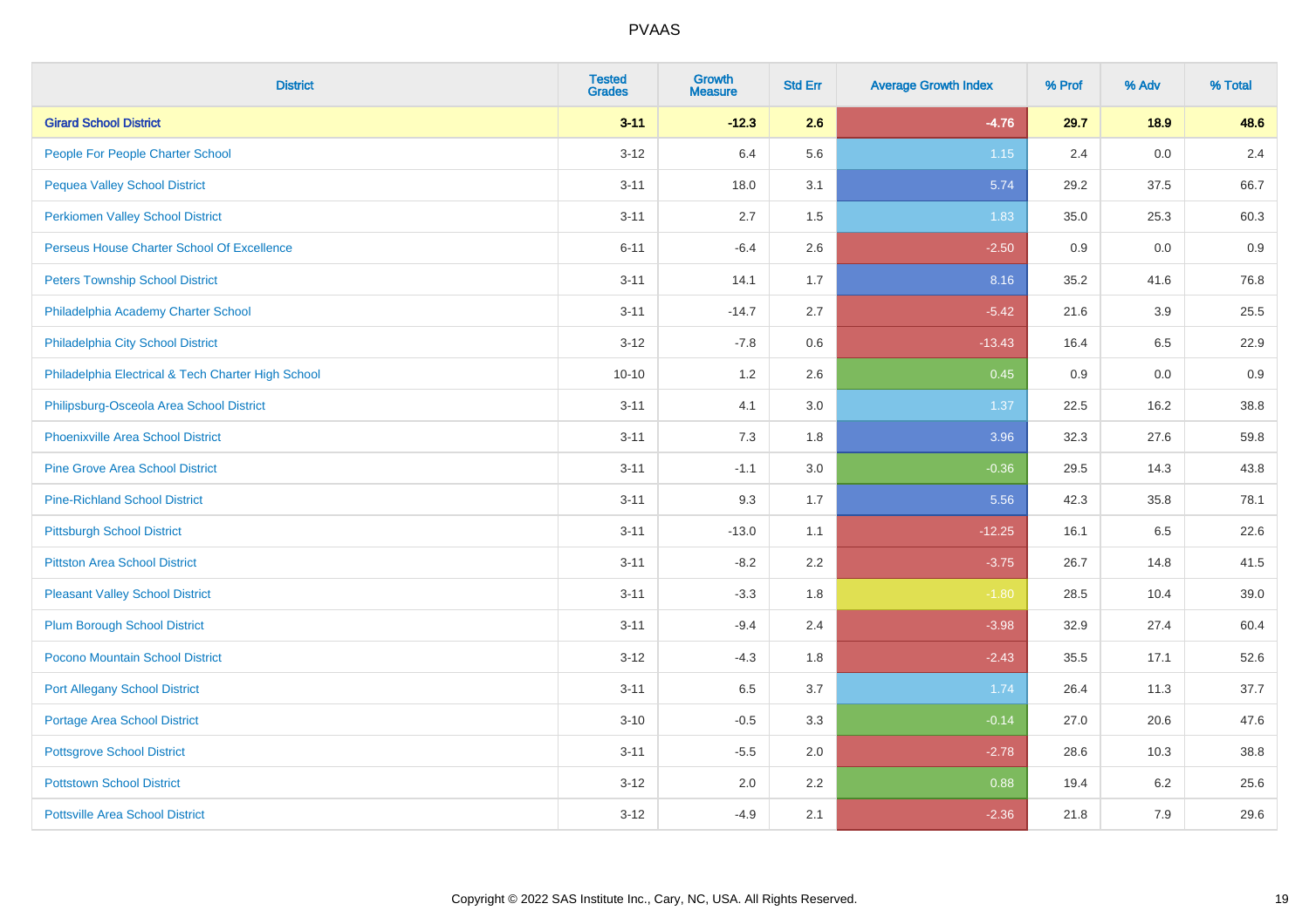| District | Tested Grades | Growth Measure | Std Err | Average Growth Index | % Prof | % Adv | % Total |
|---|---|---|---|---|---|---|---|
| **Girard School District** | **3-11** | **-12.3** | **2.6** | **-4.76** | **29.7** | **18.9** | **48.6** |
| People For People Charter School | 3-12 | 6.4 | 5.6 | 1.15 | 2.4 | 0.0 | 2.4 |
| Pequea Valley School District | 3-11 | 18.0 | 3.1 | 5.74 | 29.2 | 37.5 | 66.7 |
| Perkiomen Valley School District | 3-11 | 2.7 | 1.5 | 1.83 | 35.0 | 25.3 | 60.3 |
| Perseus House Charter School Of Excellence | 6-11 | -6.4 | 2.6 | -2.50 | 0.9 | 0.0 | 0.9 |
| Peters Township School District | 3-11 | 14.1 | 1.7 | 8.16 | 35.2 | 41.6 | 76.8 |
| Philadelphia Academy Charter School | 3-11 | -14.7 | 2.7 | -5.42 | 21.6 | 3.9 | 25.5 |
| Philadelphia City School District | 3-12 | -7.8 | 0.6 | -13.43 | 16.4 | 6.5 | 22.9 |
| Philadelphia Electrical & Tech Charter High School | 10-10 | 1.2 | 2.6 | 0.45 | 0.9 | 0.0 | 0.9 |
| Philipsburg-Osceola Area School District | 3-11 | 4.1 | 3.0 | 1.37 | 22.5 | 16.2 | 38.8 |
| Phoenixville Area School District | 3-11 | 7.3 | 1.8 | 3.96 | 32.3 | 27.6 | 59.8 |
| Pine Grove Area School District | 3-11 | -1.1 | 3.0 | -0.36 | 29.5 | 14.3 | 43.8 |
| Pine-Richland School District | 3-11 | 9.3 | 1.7 | 5.56 | 42.3 | 35.8 | 78.1 |
| Pittsburgh School District | 3-11 | -13.0 | 1.1 | -12.25 | 16.1 | 6.5 | 22.6 |
| Pittston Area School District | 3-11 | -8.2 | 2.2 | -3.75 | 26.7 | 14.8 | 41.5 |
| Pleasant Valley School District | 3-11 | -3.3 | 1.8 | -1.80 | 28.5 | 10.4 | 39.0 |
| Plum Borough School District | 3-11 | -9.4 | 2.4 | -3.98 | 32.9 | 27.4 | 60.4 |
| Pocono Mountain School District | 3-12 | -4.3 | 1.8 | -2.43 | 35.5 | 17.1 | 52.6 |
| Port Allegany School District | 3-11 | 6.5 | 3.7 | 1.74 | 26.4 | 11.3 | 37.7 |
| Portage Area School District | 3-10 | -0.5 | 3.3 | -0.14 | 27.0 | 20.6 | 47.6 |
| Pottsgrove School District | 3-11 | -5.5 | 2.0 | -2.78 | 28.6 | 10.3 | 38.8 |
| Pottstown School District | 3-12 | 2.0 | 2.2 | 0.88 | 19.4 | 6.2 | 25.6 |
| Pottsville Area School District | 3-12 | -4.9 | 2.1 | -2.36 | 21.8 | 7.9 | 29.6 |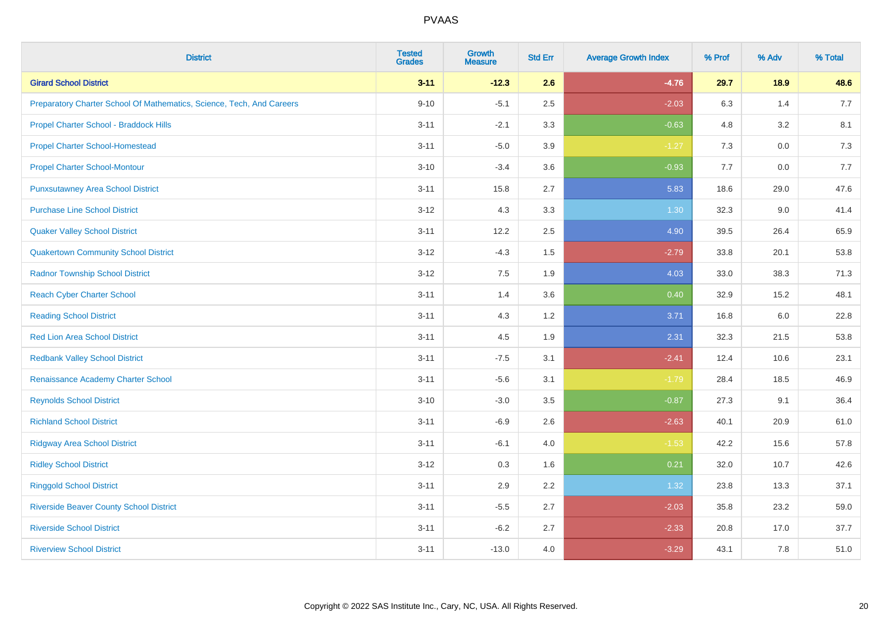# PVAAS

| District | Tested Grades | Growth Measure | Std Err | Average Growth Index | % Prof | % Adv | % Total |
|---|---|---|---|---|---|---|---|
| **Girard School District** | **3-11** | **-12.3** | **2.6** | **-4.76** | **29.7** | **18.9** | **48.6** |
| Preparatory Charter School Of Mathematics, Science, Tech, And Careers | 9-10 | -5.1 | 2.5 | -2.03 | 6.3 | 1.4 | 7.7 |
| Propel Charter School - Braddock Hills | 3-11 | -2.1 | 3.3 | -0.63 | 4.8 | 3.2 | 8.1 |
| Propel Charter School-Homestead | 3-11 | -5.0 | 3.9 | -1.27 | 7.3 | 0.0 | 7.3 |
| Propel Charter School-Montour | 3-10 | -3.4 | 3.6 | -0.93 | 7.7 | 0.0 | 7.7 |
| Punxsutawney Area School District | 3-11 | 15.8 | 2.7 | 5.83 | 18.6 | 29.0 | 47.6 |
| Purchase Line School District | 3-12 | 4.3 | 3.3 | 1.30 | 32.3 | 9.0 | 41.4 |
| Quaker Valley School District | 3-11 | 12.2 | 2.5 | 4.90 | 39.5 | 26.4 | 65.9 |
| Quakertown Community School District | 3-12 | -4.3 | 1.5 | -2.79 | 33.8 | 20.1 | 53.8 |
| Radnor Township School District | 3-12 | 7.5 | 1.9 | 4.03 | 33.0 | 38.3 | 71.3 |
| Reach Cyber Charter School | 3-11 | 1.4 | 3.6 | 0.40 | 32.9 | 15.2 | 48.1 |
| Reading School District | 3-11 | 4.3 | 1.2 | 3.71 | 16.8 | 6.0 | 22.8 |
| Red Lion Area School District | 3-11 | 4.5 | 1.9 | 2.31 | 32.3 | 21.5 | 53.8 |
| Redbank Valley School District | 3-11 | -7.5 | 3.1 | -2.41 | 12.4 | 10.6 | 23.1 |
| Renaissance Academy Charter School | 3-11 | -5.6 | 3.1 | -1.79 | 28.4 | 18.5 | 46.9 |
| Reynolds School District | 3-10 | -3.0 | 3.5 | -0.87 | 27.3 | 9.1 | 36.4 |
| Richland School District | 3-11 | -6.9 | 2.6 | -2.63 | 40.1 | 20.9 | 61.0 |
| Ridgway Area School District | 3-11 | -6.1 | 4.0 | -1.53 | 42.2 | 15.6 | 57.8 |
| Ridley School District | 3-12 | 0.3 | 1.6 | 0.21 | 32.0 | 10.7 | 42.6 |
| Ringgold School District | 3-11 | 2.9 | 2.2 | 1.32 | 23.8 | 13.3 | 37.1 |
| Riverside Beaver County School District | 3-11 | -5.5 | 2.7 | -2.03 | 35.8 | 23.2 | 59.0 |
| Riverside School District | 3-11 | -6.2 | 2.7 | -2.33 | 20.8 | 17.0 | 37.7 |
| Riverview School District | 3-11 | -13.0 | 4.0 | -3.29 | 43.1 | 7.8 | 51.0 |

Copyright © 2022 SAS Institute Inc., Cary, NC, USA. All Rights Reserved.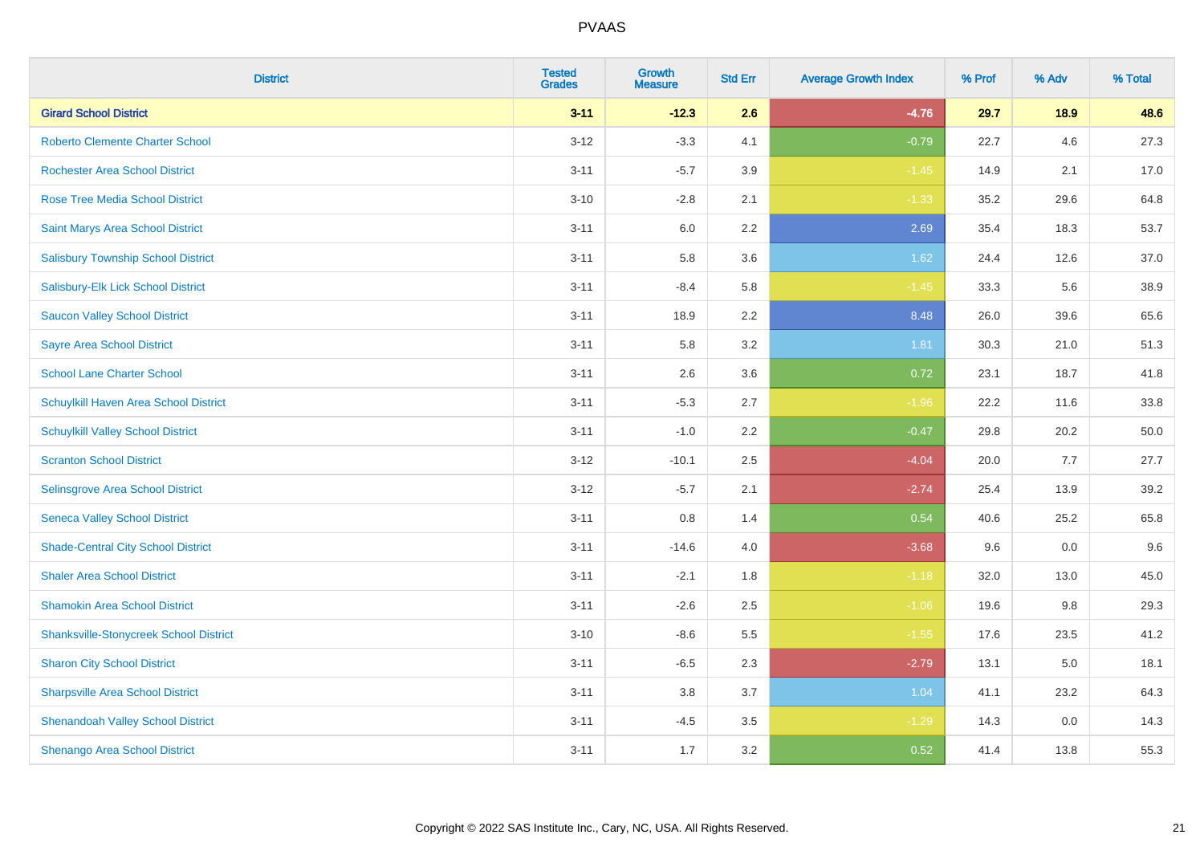# PVAAS

| District | Tested Grades | Growth Measure | Std Err | Average Growth Index | % Prof | % Adv | % Total |
|---|---|---|---|---|---|---|---|
| **Girard School District** | **3-11** | **-12.3** | **2.6** | **-4.76** | **29.7** | **18.9** | **48.6** |
| Roberto Clemente Charter School | 3-12 | -3.3 | 4.1 | -0.79 | 22.7 | 4.6 | 27.3 |
| Rochester Area School District | 3-11 | -5.7 | 3.9 | -1.45 | 14.9 | 2.1 | 17.0 |
| Rose Tree Media School District | 3-10 | -2.8 | 2.1 | -1.33 | 35.2 | 29.6 | 64.8 |
| Saint Marys Area School District | 3-11 | 6.0 | 2.2 | 2.69 | 35.4 | 18.3 | 53.7 |
| Salisbury Township School District | 3-11 | 5.8 | 3.6 | 1.62 | 24.4 | 12.6 | 37.0 |
| Salisbury-Elk Lick School District | 3-11 | -8.4 | 5.8 | -1.45 | 33.3 | 5.6 | 38.9 |
| Saucon Valley School District | 3-11 | 18.9 | 2.2 | 8.48 | 26.0 | 39.6 | 65.6 |
| Sayre Area School District | 3-11 | 5.8 | 3.2 | 1.81 | 30.3 | 21.0 | 51.3 |
| School Lane Charter School | 3-11 | 2.6 | 3.6 | 0.72 | 23.1 | 18.7 | 41.8 |
| Schuylkill Haven Area School District | 3-11 | -5.3 | 2.7 | -1.96 | 22.2 | 11.6 | 33.8 |
| Schuylkill Valley School District | 3-11 | -1.0 | 2.2 | -0.47 | 29.8 | 20.2 | 50.0 |
| Scranton School District | 3-12 | -10.1 | 2.5 | -4.04 | 20.0 | 7.7 | 27.7 |
| Selinsgrove Area School District | 3-12 | -5.7 | 2.1 | -2.74 | 25.4 | 13.9 | 39.2 |
| Seneca Valley School District | 3-11 | 0.8 | 1.4 | 0.54 | 40.6 | 25.2 | 65.8 |
| Shade-Central City School District | 3-11 | -14.6 | 4.0 | -3.68 | 9.6 | 0.0 | 9.6 |
| Shaler Area School District | 3-11 | -2.1 | 1.8 | -1.18 | 32.0 | 13.0 | 45.0 |
| Shamokin Area School District | 3-11 | -2.6 | 2.5 | -1.06 | 19.6 | 9.8 | 29.3 |
| Shanksville-Stonycreek School District | 3-10 | -8.6 | 5.5 | -1.55 | 17.6 | 23.5 | 41.2 |
| Sharon City School District | 3-11 | -6.5 | 2.3 | -2.79 | 13.1 | 5.0 | 18.1 |
| Sharpsville Area School District | 3-11 | 3.8 | 3.7 | 1.04 | 41.1 | 23.2 | 64.3 |
| Shenandoah Valley School District | 3-11 | -4.5 | 3.5 | -1.29 | 14.3 | 0.0 | 14.3 |
| Shenango Area School District | 3-11 | 1.7 | 3.2 | 0.52 | 41.4 | 13.8 | 55.3 |

Copyright © 2022 SAS Institute Inc., Cary, NC, USA. All Rights Reserved.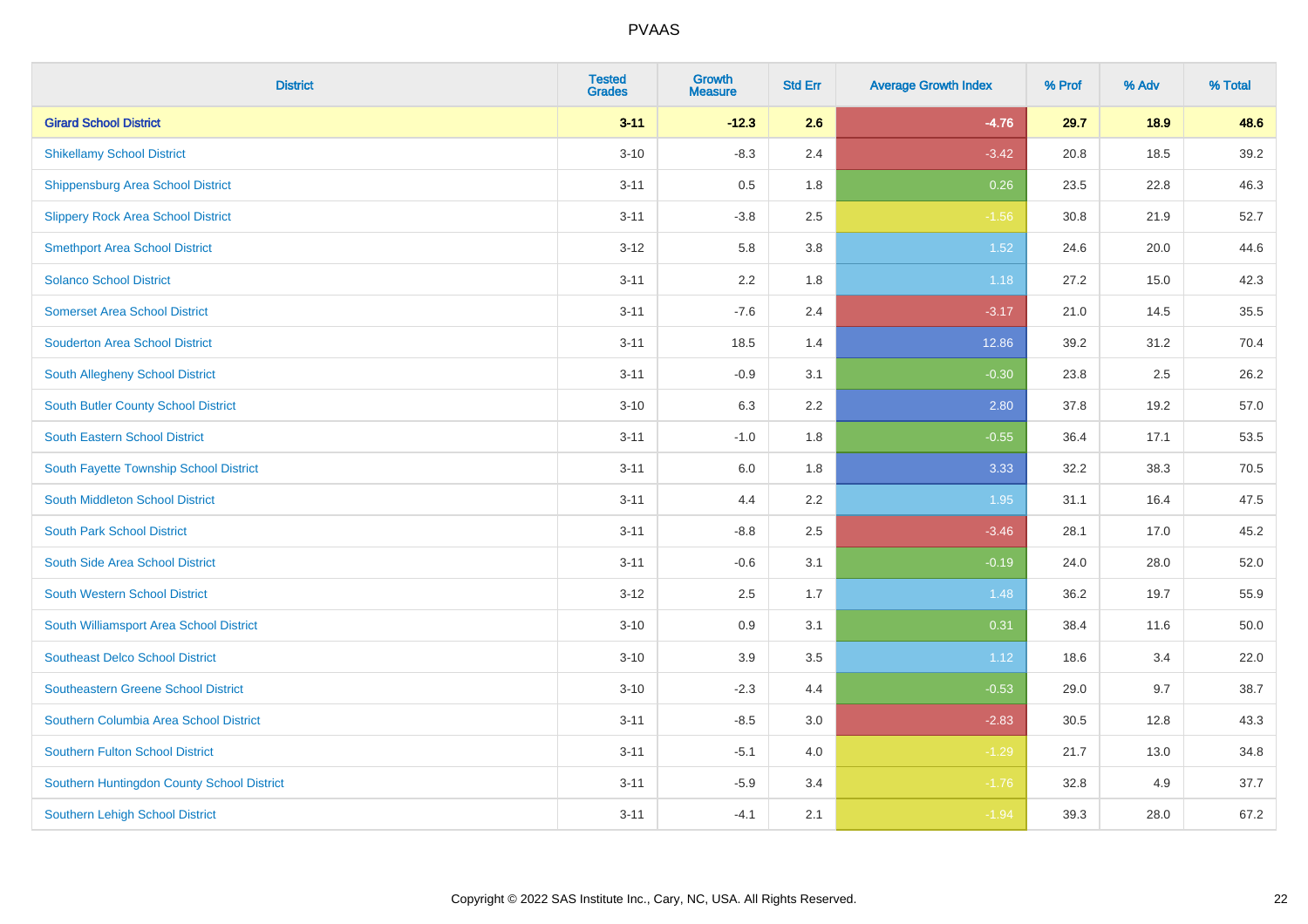PVAAS

| District | Tested Grades | Growth Measure | Std Err | Average Growth Index | % Prof | % Adv | % Total |
|---|---|---|---|---|---|---|---|
| **Girard School District** | **3-11** | **-12.3** | **2.6** | **-4.76** | **29.7** | **18.9** | **48.6** |
| Shikellamy School District | 3-10 | -8.3 | 2.4 | -3.42 | 20.8 | 18.5 | 39.2 |
| Shippensburg Area School District | 3-11 | 0.5 | 1.8 | 0.26 | 23.5 | 22.8 | 46.3 |
| Slippery Rock Area School District | 3-11 | -3.8 | 2.5 | -1.56 | 30.8 | 21.9 | 52.7 |
| Smethport Area School District | 3-12 | 5.8 | 3.8 | 1.52 | 24.6 | 20.0 | 44.6 |
| Solanco School District | 3-11 | 2.2 | 1.8 | 1.18 | 27.2 | 15.0 | 42.3 |
| Somerset Area School District | 3-11 | -7.6 | 2.4 | -3.17 | 21.0 | 14.5 | 35.5 |
| Souderton Area School District | 3-11 | 18.5 | 1.4 | 12.86 | 39.2 | 31.2 | 70.4 |
| South Allegheny School District | 3-11 | -0.9 | 3.1 | -0.30 | 23.8 | 2.5 | 26.2 |
| South Butler County School District | 3-10 | 6.3 | 2.2 | 2.80 | 37.8 | 19.2 | 57.0 |
| South Eastern School District | 3-11 | -1.0 | 1.8 | -0.55 | 36.4 | 17.1 | 53.5 |
| South Fayette Township School District | 3-11 | 6.0 | 1.8 | 3.33 | 32.2 | 38.3 | 70.5 |
| South Middleton School District | 3-11 | 4.4 | 2.2 | 1.95 | 31.1 | 16.4 | 47.5 |
| South Park School District | 3-11 | -8.8 | 2.5 | -3.46 | 28.1 | 17.0 | 45.2 |
| South Side Area School District | 3-11 | -0.6 | 3.1 | -0.19 | 24.0 | 28.0 | 52.0 |
| South Western School District | 3-12 | 2.5 | 1.7 | 1.48 | 36.2 | 19.7 | 55.9 |
| South Williamsport Area School District | 3-10 | 0.9 | 3.1 | 0.31 | 38.4 | 11.6 | 50.0 |
| Southeast Delco School District | 3-10 | 3.9 | 3.5 | 1.12 | 18.6 | 3.4 | 22.0 |
| Southeastern Greene School District | 3-10 | -2.3 | 4.4 | -0.53 | 29.0 | 9.7 | 38.7 |
| Southern Columbia Area School District | 3-11 | -8.5 | 3.0 | -2.83 | 30.5 | 12.8 | 43.3 |
| Southern Fulton School District | 3-11 | -5.1 | 4.0 | -1.29 | 21.7 | 13.0 | 34.8 |
| Southern Huntingdon County School District | 3-11 | -5.9 | 3.4 | -1.76 | 32.8 | 4.9 | 37.7 |
| Southern Lehigh School District | 3-11 | -4.1 | 2.1 | -1.94 | 39.3 | 28.0 | 67.2 |

Copyright © 2022 SAS Institute Inc., Cary, NC, USA. All Rights Reserved.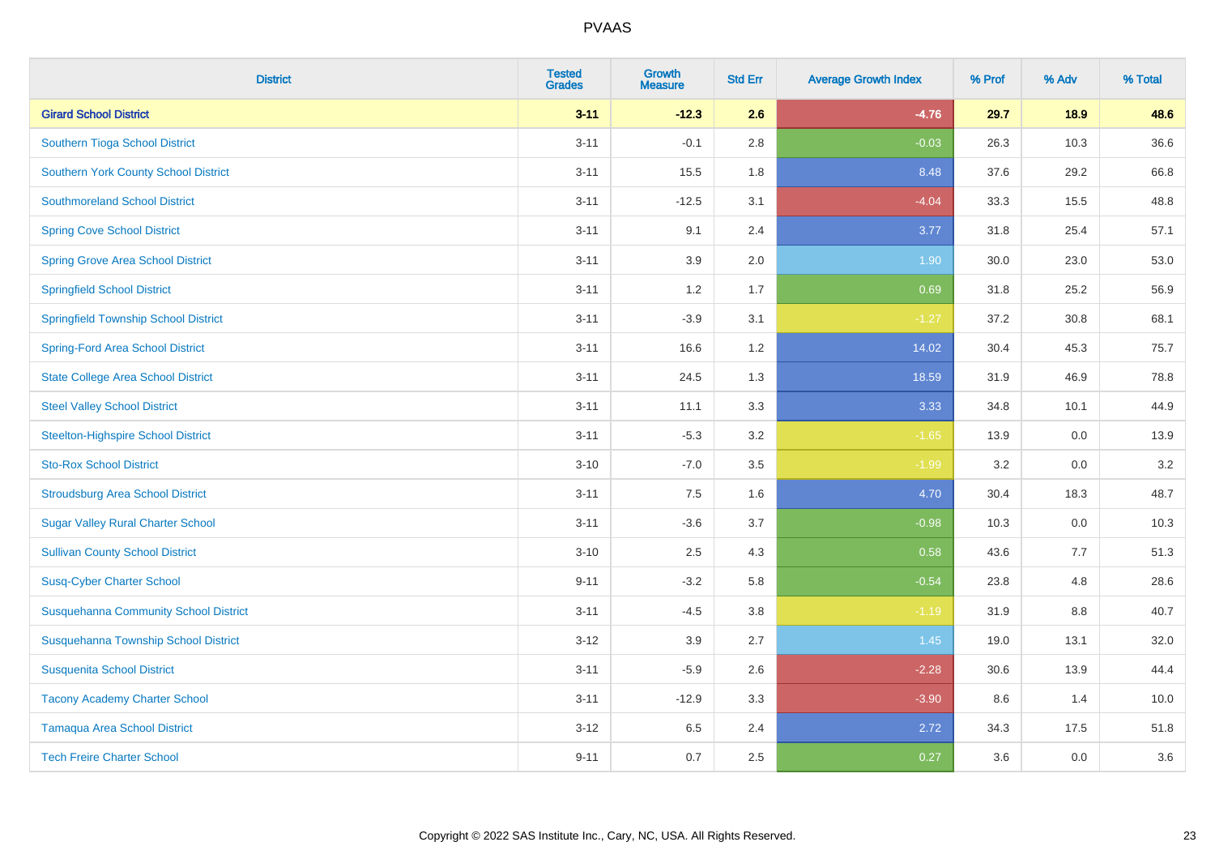| District | Tested Grades | Growth Measure | Std Err | Average Growth Index | % Prof | % Adv | % Total |
|---|---|---|---|---|---|---|---|
| **Girard School District** | **3-11** | **-12.3** | **2.6** | **-4.76** | **29.7** | **18.9** | **48.6** |
| Southern Tioga School District | 3-11 | -0.1 | 2.8 | -0.03 | 26.3 | 10.3 | 36.6 |
| Southern York County School District | 3-11 | 15.5 | 1.8 | 8.48 | 37.6 | 29.2 | 66.8 |
| Southmoreland School District | 3-11 | -12.5 | 3.1 | -4.04 | 33.3 | 15.5 | 48.8 |
| Spring Cove School District | 3-11 | 9.1 | 2.4 | 3.77 | 31.8 | 25.4 | 57.1 |
| Spring Grove Area School District | 3-11 | 3.9 | 2.0 | 1.90 | 30.0 | 23.0 | 53.0 |
| Springfield School District | 3-11 | 1.2 | 1.7 | 0.69 | 31.8 | 25.2 | 56.9 |
| Springfield Township School District | 3-11 | -3.9 | 3.1 | -1.27 | 37.2 | 30.8 | 68.1 |
| Spring-Ford Area School District | 3-11 | 16.6 | 1.2 | 14.02 | 30.4 | 45.3 | 75.7 |
| State College Area School District | 3-11 | 24.5 | 1.3 | 18.59 | 31.9 | 46.9 | 78.8 |
| Steel Valley School District | 3-11 | 11.1 | 3.3 | 3.33 | 34.8 | 10.1 | 44.9 |
| Steelton-Highspire School District | 3-11 | -5.3 | 3.2 | -1.65 | 13.9 | 0.0 | 13.9 |
| Sto-Rox School District | 3-10 | -7.0 | 3.5 | -1.99 | 3.2 | 0.0 | 3.2 |
| Stroudsburg Area School District | 3-11 | 7.5 | 1.6 | 4.70 | 30.4 | 18.3 | 48.7 |
| Sugar Valley Rural Charter School | 3-11 | -3.6 | 3.7 | -0.98 | 10.3 | 0.0 | 10.3 |
| Sullivan County School District | 3-10 | 2.5 | 4.3 | 0.58 | 43.6 | 7.7 | 51.3 |
| Susq-Cyber Charter School | 9-11 | -3.2 | 5.8 | -0.54 | 23.8 | 4.8 | 28.6 |
| Susquehanna Community School District | 3-11 | -4.5 | 3.8 | -1.19 | 31.9 | 8.8 | 40.7 |
| Susquehanna Township School District | 3-12 | 3.9 | 2.7 | 1.45 | 19.0 | 13.1 | 32.0 |
| Susquenita School District | 3-11 | -5.9 | 2.6 | -2.28 | 30.6 | 13.9 | 44.4 |
| Tacony Academy Charter School | 3-11 | -12.9 | 3.3 | -3.90 | 8.6 | 1.4 | 10.0 |
| Tamaqua Area School District | 3-12 | 6.5 | 2.4 | 2.72 | 34.3 | 17.5 | 51.8 |
| Tech Freire Charter School | 9-11 | 0.7 | 2.5 | 0.27 | 3.6 | 0.0 | 3.6 |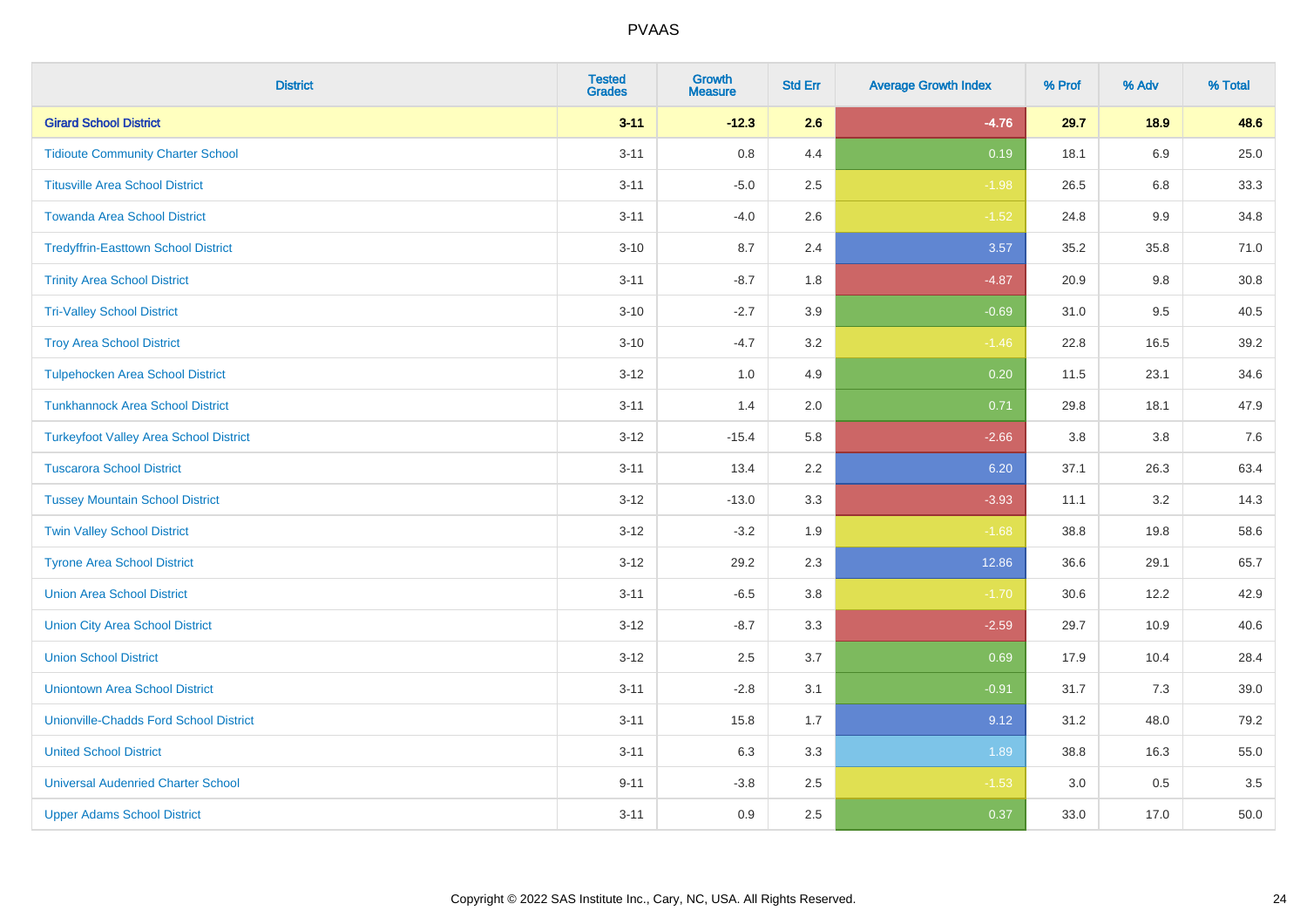PVAAS

| District | Tested Grades | Growth Measure | Std Err | Average Growth Index | % Prof | % Adv | % Total |
|---|---|---|---|---|---|---|---|
| **Girard School District** | **3-11** | **-12.3** | **2.6** | **-4.76** | **29.7** | **18.9** | **48.6** |
| Tidioute Community Charter School | 3-11 | 0.8 | 4.4 | 0.19 | 18.1 | 6.9 | 25.0 |
| Titusville Area School District | 3-11 | -5.0 | 2.5 | -1.98 | 26.5 | 6.8 | 33.3 |
| Towanda Area School District | 3-11 | -4.0 | 2.6 | -1.52 | 24.8 | 9.9 | 34.8 |
| Tredyffrin-Easttown School District | 3-10 | 8.7 | 2.4 | 3.57 | 35.2 | 35.8 | 71.0 |
| Trinity Area School District | 3-11 | -8.7 | 1.8 | -4.87 | 20.9 | 9.8 | 30.8 |
| Tri-Valley School District | 3-10 | -2.7 | 3.9 | -0.69 | 31.0 | 9.5 | 40.5 |
| Troy Area School District | 3-10 | -4.7 | 3.2 | -1.46 | 22.8 | 16.5 | 39.2 |
| Tulpehocken Area School District | 3-12 | 1.0 | 4.9 | 0.20 | 11.5 | 23.1 | 34.6 |
| Tunkhannock Area School District | 3-11 | 1.4 | 2.0 | 0.71 | 29.8 | 18.1 | 47.9 |
| Turkeyfoot Valley Area School District | 3-12 | -15.4 | 5.8 | -2.66 | 3.8 | 3.8 | 7.6 |
| Tuscarora School District | 3-11 | 13.4 | 2.2 | 6.20 | 37.1 | 26.3 | 63.4 |
| Tussey Mountain School District | 3-12 | -13.0 | 3.3 | -3.93 | 11.1 | 3.2 | 14.3 |
| Twin Valley School District | 3-12 | -3.2 | 1.9 | -1.68 | 38.8 | 19.8 | 58.6 |
| Tyrone Area School District | 3-12 | 29.2 | 2.3 | 12.86 | 36.6 | 29.1 | 65.7 |
| Union Area School District | 3-11 | -6.5 | 3.8 | -1.70 | 30.6 | 12.2 | 42.9 |
| Union City Area School District | 3-12 | -8.7 | 3.3 | -2.59 | 29.7 | 10.9 | 40.6 |
| Union School District | 3-12 | 2.5 | 3.7 | 0.69 | 17.9 | 10.4 | 28.4 |
| Uniontown Area School District | 3-11 | -2.8 | 3.1 | -0.91 | 31.7 | 7.3 | 39.0 |
| Unionville-Chadds Ford School District | 3-11 | 15.8 | 1.7 | 9.12 | 31.2 | 48.0 | 79.2 |
| United School District | 3-11 | 6.3 | 3.3 | 1.89 | 38.8 | 16.3 | 55.0 |
| Universal Audenried Charter School | 9-11 | -3.8 | 2.5 | -1.53 | 3.0 | 0.5 | 3.5 |
| Upper Adams School District | 3-11 | 0.9 | 2.5 | 0.37 | 33.0 | 17.0 | 50.0 |

Copyright © 2022 SAS Institute Inc., Cary, NC, USA. All Rights Reserved.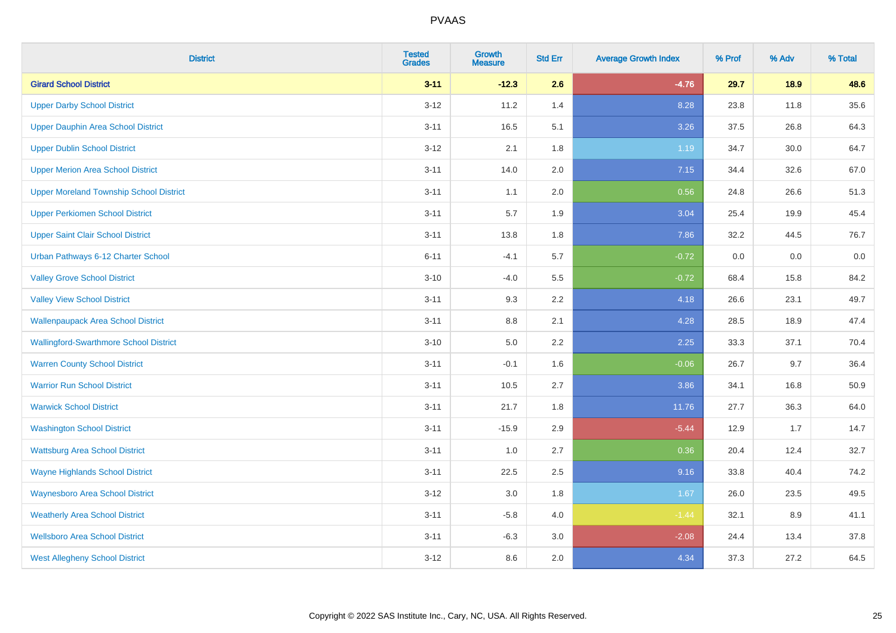PVAAS

| District | Tested Grades | Growth Measure | Std Err | Average Growth Index | % Prof | % Adv | % Total |
|---|---|---|---|---|---|---|---|
| **Girard School District** | **3-11** | **-12.3** | **2.6** | **-4.76** | **29.7** | **18.9** | **48.6** |
| Upper Darby School District | 3-12 | 11.2 | 1.4 | 8.28 | 23.8 | 11.8 | 35.6 |
| Upper Dauphin Area School District | 3-11 | 16.5 | 5.1 | 3.26 | 37.5 | 26.8 | 64.3 |
| Upper Dublin School District | 3-12 | 2.1 | 1.8 | 1.19 | 34.7 | 30.0 | 64.7 |
| Upper Merion Area School District | 3-11 | 14.0 | 2.0 | 7.15 | 34.4 | 32.6 | 67.0 |
| Upper Moreland Township School District | 3-11 | 1.1 | 2.0 | 0.56 | 24.8 | 26.6 | 51.3 |
| Upper Perkiomen School District | 3-11 | 5.7 | 1.9 | 3.04 | 25.4 | 19.9 | 45.4 |
| Upper Saint Clair School District | 3-11 | 13.8 | 1.8 | 7.86 | 32.2 | 44.5 | 76.7 |
| Urban Pathways 6-12 Charter School | 6-11 | -4.1 | 5.7 | -0.72 | 0.0 | 0.0 | 0.0 |
| Valley Grove School District | 3-10 | -4.0 | 5.5 | -0.72 | 68.4 | 15.8 | 84.2 |
| Valley View School District | 3-11 | 9.3 | 2.2 | 4.18 | 26.6 | 23.1 | 49.7 |
| Wallenpaupack Area School District | 3-11 | 8.8 | 2.1 | 4.28 | 28.5 | 18.9 | 47.4 |
| Wallingford-Swarthmore School District | 3-10 | 5.0 | 2.2 | 2.25 | 33.3 | 37.1 | 70.4 |
| Warren County School District | 3-11 | -0.1 | 1.6 | -0.06 | 26.7 | 9.7 | 36.4 |
| Warrior Run School District | 3-11 | 10.5 | 2.7 | 3.86 | 34.1 | 16.8 | 50.9 |
| Warwick School District | 3-11 | 21.7 | 1.8 | 11.76 | 27.7 | 36.3 | 64.0 |
| Washington School District | 3-11 | -15.9 | 2.9 | -5.44 | 12.9 | 1.7 | 14.7 |
| Wattsburg Area School District | 3-11 | 1.0 | 2.7 | 0.36 | 20.4 | 12.4 | 32.7 |
| Wayne Highlands School District | 3-11 | 22.5 | 2.5 | 9.16 | 33.8 | 40.4 | 74.2 |
| Waynesboro Area School District | 3-12 | 3.0 | 1.8 | 1.67 | 26.0 | 23.5 | 49.5 |
| Weatherly Area School District | 3-11 | -5.8 | 4.0 | -1.44 | 32.1 | 8.9 | 41.1 |
| Wellsboro Area School District | 3-11 | -6.3 | 3.0 | -2.08 | 24.4 | 13.4 | 37.8 |
| West Allegheny School District | 3-12 | 8.6 | 2.0 | 4.34 | 37.3 | 27.2 | 64.5 |

Copyright © 2022 SAS Institute Inc., Cary, NC, USA. All Rights Reserved.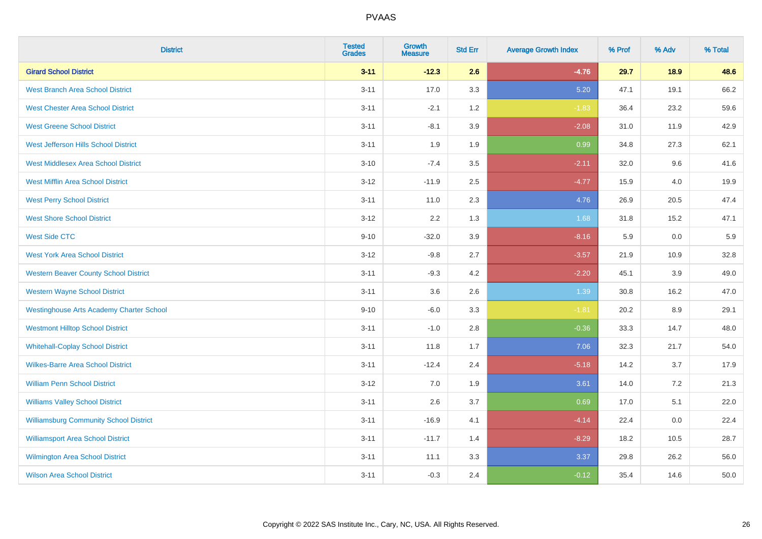PVAAS

| District | Tested Grades | Growth Measure | Std Err | Average Growth Index | % Prof | % Adv | % Total |
|---|---|---|---|---|---|---|---|
| **Girard School District** | **3-11** | **-12.3** | **2.6** | **-4.76** | **29.7** | **18.9** | **48.6** |
| West Branch Area School District | 3-11 | 17.0 | 3.3 | 5.20 | 47.1 | 19.1 | 66.2 |
| West Chester Area School District | 3-11 | -2.1 | 1.2 | -1.83 | 36.4 | 23.2 | 59.6 |
| West Greene School District | 3-11 | -8.1 | 3.9 | -2.08 | 31.0 | 11.9 | 42.9 |
| West Jefferson Hills School District | 3-11 | 1.9 | 1.9 | 0.99 | 34.8 | 27.3 | 62.1 |
| West Middlesex Area School District | 3-10 | -7.4 | 3.5 | -2.11 | 32.0 | 9.6 | 41.6 |
| West Mifflin Area School District | 3-12 | -11.9 | 2.5 | -4.77 | 15.9 | 4.0 | 19.9 |
| West Perry School District | 3-11 | 11.0 | 2.3 | 4.76 | 26.9 | 20.5 | 47.4 |
| West Shore School District | 3-12 | 2.2 | 1.3 | 1.68 | 31.8 | 15.2 | 47.1 |
| West Side CTC | 9-10 | -32.0 | 3.9 | -8.16 | 5.9 | 0.0 | 5.9 |
| West York Area School District | 3-12 | -9.8 | 2.7 | -3.57 | 21.9 | 10.9 | 32.8 |
| Western Beaver County School District | 3-11 | -9.3 | 4.2 | -2.20 | 45.1 | 3.9 | 49.0 |
| Western Wayne School District | 3-11 | 3.6 | 2.6 | 1.39 | 30.8 | 16.2 | 47.0 |
| Westinghouse Arts Academy Charter School | 9-10 | -6.0 | 3.3 | -1.81 | 20.2 | 8.9 | 29.1 |
| Westmont Hilltop School District | 3-11 | -1.0 | 2.8 | -0.36 | 33.3 | 14.7 | 48.0 |
| Whitehall-Coplay School District | 3-11 | 11.8 | 1.7 | 7.06 | 32.3 | 21.7 | 54.0 |
| Wilkes-Barre Area School District | 3-11 | -12.4 | 2.4 | -5.18 | 14.2 | 3.7 | 17.9 |
| William Penn School District | 3-12 | 7.0 | 1.9 | 3.61 | 14.0 | 7.2 | 21.3 |
| Williams Valley School District | 3-11 | 2.6 | 3.7 | 0.69 | 17.0 | 5.1 | 22.0 |
| Williamsburg Community School District | 3-11 | -16.9 | 4.1 | -4.14 | 22.4 | 0.0 | 22.4 |
| Williamsport Area School District | 3-11 | -11.7 | 1.4 | -8.29 | 18.2 | 10.5 | 28.7 |
| Wilmington Area School District | 3-11 | 11.1 | 3.3 | 3.37 | 29.8 | 26.2 | 56.0 |
| Wilson Area School District | 3-11 | -0.3 | 2.4 | -0.12 | 35.4 | 14.6 | 50.0 |

Copyright © 2022 SAS Institute Inc., Cary, NC, USA. All Rights Reserved.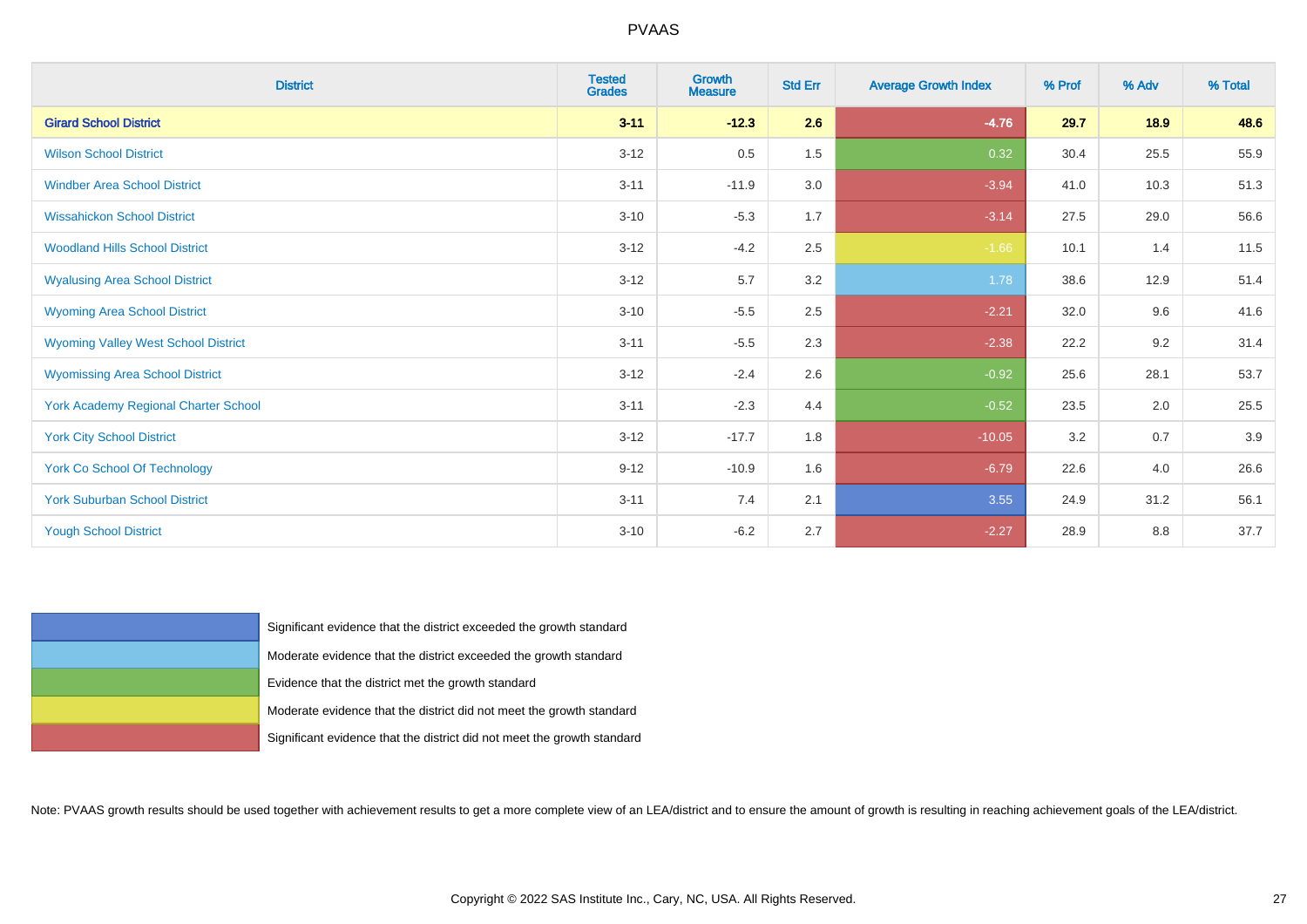PVAAS

| District | Tested Grades | Growth Measure | Std Err | Average Growth Index | % Prof | % Adv | % Total |
|---|---|---|---|---|---|---|---|
| **Girard School District** | **3-11** | **-12.3** | **2.6** | **-4.76** | **29.7** | **18.9** | **48.6** |
| Wilson School District | 3-12 | 0.5 | 1.5 | 0.32 | 30.4 | 25.5 | 55.9 |
| Windber Area School District | 3-11 | -11.9 | 3.0 | -3.94 | 41.0 | 10.3 | 51.3 |
| Wissahickon School District | 3-10 | -5.3 | 1.7 | -3.14 | 27.5 | 29.0 | 56.6 |
| Woodland Hills School District | 3-12 | -4.2 | 2.5 | -1.66 | 10.1 | 1.4 | 11.5 |
| Wyalusing Area School District | 3-12 | 5.7 | 3.2 | 1.78 | 38.6 | 12.9 | 51.4 |
| Wyoming Area School District | 3-10 | -5.5 | 2.5 | -2.21 | 32.0 | 9.6 | 41.6 |
| Wyoming Valley West School District | 3-11 | -5.5 | 2.3 | -2.38 | 22.2 | 9.2 | 31.4 |
| Wyomissing Area School District | 3-12 | -2.4 | 2.6 | -0.92 | 25.6 | 28.1 | 53.7 |
| York Academy Regional Charter School | 3-11 | -2.3 | 4.4 | -0.52 | 23.5 | 2.0 | 25.5 |
| York City School District | 3-12 | -17.7 | 1.8 | -10.05 | 3.2 | 0.7 | 3.9 |
| York Co School Of Technology | 9-12 | -10.9 | 1.6 | -6.79 | 22.6 | 4.0 | 26.6 |
| York Suburban School District | 3-11 | 7.4 | 2.1 | 3.55 | 24.9 | 31.2 | 56.1 |
| Yough School District | 3-10 | -6.2 | 2.7 | -2.27 | 28.9 | 8.8 | 37.7 |

Significant evidence that the district exceeded the growth standard

Moderate evidence that the district exceeded the growth standard

Evidence that the district met the growth standard

Moderate evidence that the district did not meet the growth standard

Significant evidence that the district did not meet the growth standard

Note: PVAAS growth results should be used together with achievement results to get a more complete view of an LEA/district and to ensure the amount of growth is resulting in reaching achievement goals of the LEA/district.

Copyright © 2022 SAS Institute Inc., Cary, NC, USA. All Rights Reserved.